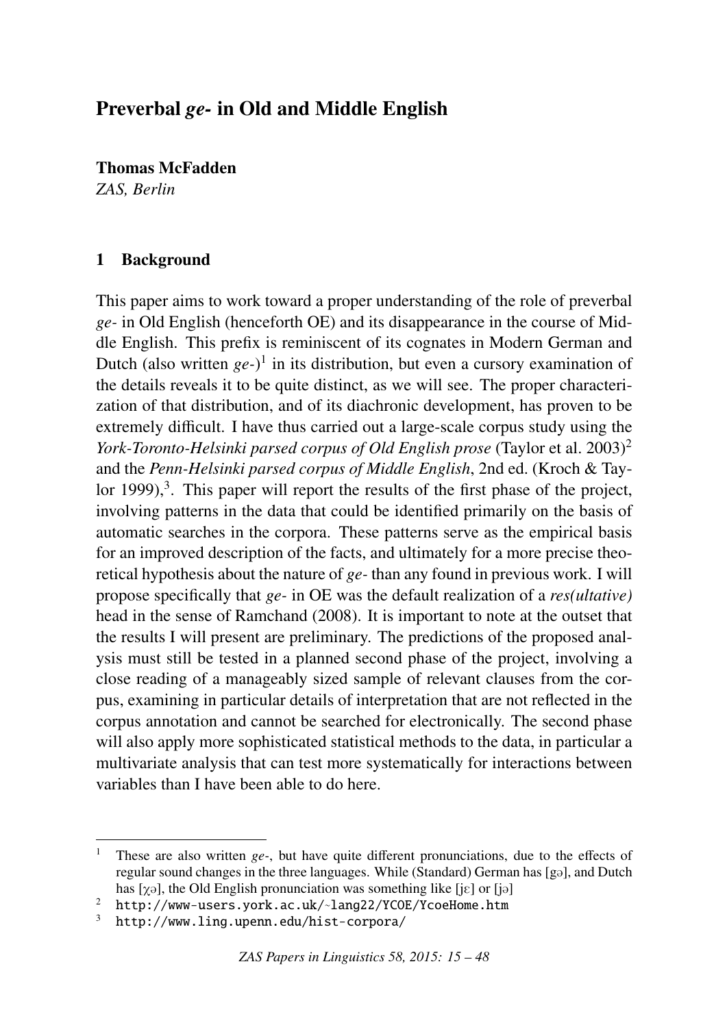# Preverbal *ge-* in Old and Middle English

**Thomas McFadden**
*ZAS, Berlin*

## 1 Background

This paper aims to work toward a proper understanding of the role of preverbal *ge-* in Old English (henceforth OE) and its disappearance in the course of Middle English. This prefix is reminiscent of its cognates in Modern German and Dutch (also written *ge-*)[1] in its distribution, but even a cursory examination of the details reveals it to be quite distinct, as we will see. The proper characterization of that distribution, and of its diachronic development, has proven to be extremely difficult. I have thus carried out a large-scale corpus study using the *York-Toronto-Helsinki parsed corpus of Old English prose* (Taylor et al. 2003)[2] and the *Penn-Helsinki parsed corpus of Middle English*, 2nd ed. (Kroch & Taylor 1999),[3]. This paper will report the results of the first phase of the project, involving patterns in the data that could be identified primarily on the basis of automatic searches in the corpora. These patterns serve as the empirical basis for an improved description of the facts, and ultimately for a more precise theoretical hypothesis about the nature of *ge-* than any found in previous work. I will propose specifically that *ge-* in OE was the default realization of a *res(ultative)* head in the sense of Ramchand (2008). It is important to note at the outset that the results I will present are preliminary. The predictions of the proposed analysis must still be tested in a planned second phase of the project, involving a close reading of a manageably sized sample of relevant clauses from the corpus, examining in particular details of interpretation that are not reflected in the corpus annotation and cannot be searched for electronically. The second phase will also apply more sophisticated statistical methods to the data, in particular a multivariate analysis that can test more systematically for interactions between variables than I have been able to do here.

---

[1] These are also written *ge-*, but have quite different pronunciations, due to the effects of regular sound changes in the three languages. While (Standard) German has [gə], and Dutch has [χə], the Old English pronunciation was something like [jɛ] or [jə]

[2] http://www-users.york.ac.uk/~lang22/YCOE/YcoeHome.htm

[3] http://www.ling.upenn.edu/hist-corpora/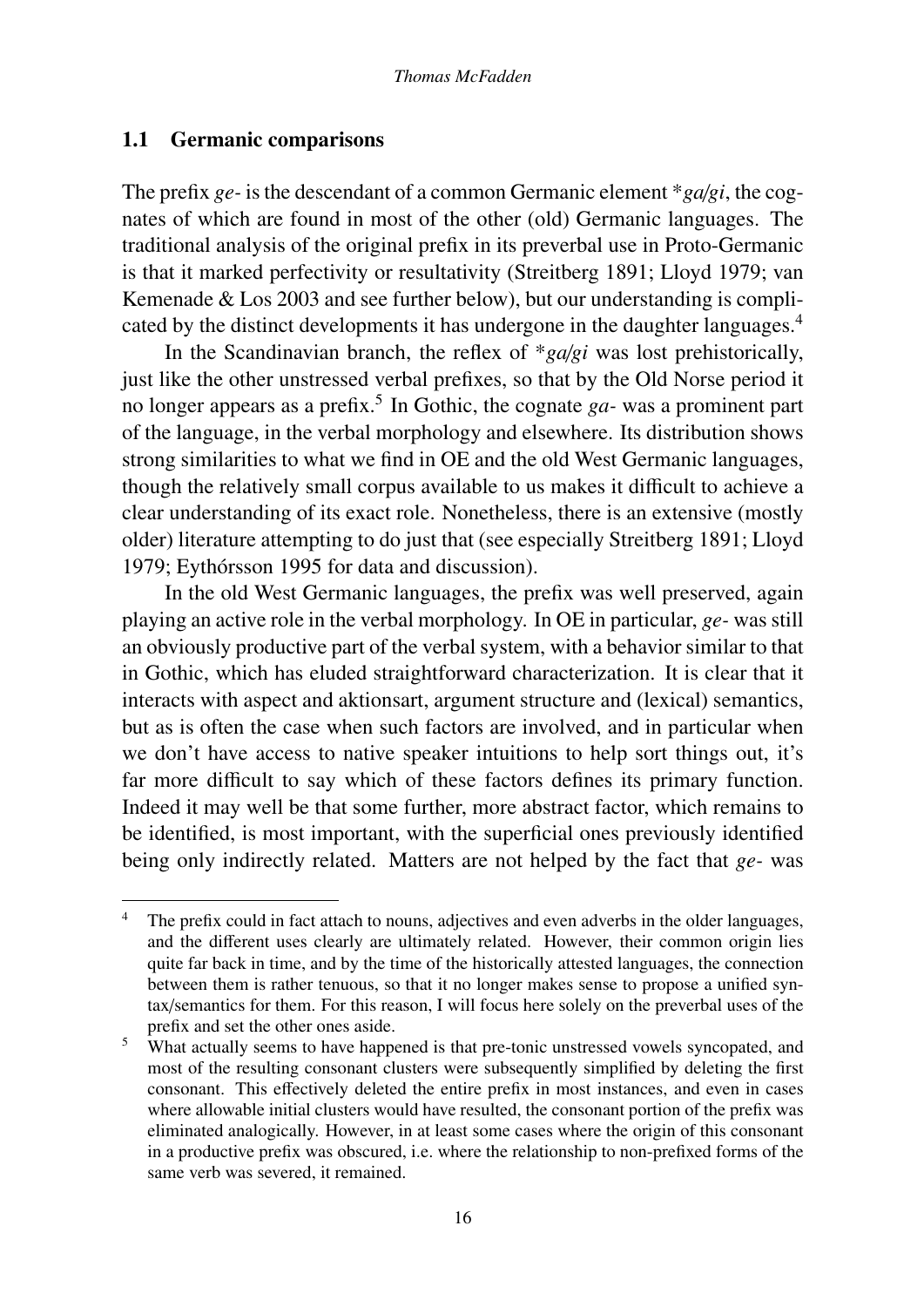## 1.1 Germanic comparisons

The prefix *ge-* is the descendant of a common Germanic element \**ga/gi*, the cognates of which are found in most of the other (old) Germanic languages. The traditional analysis of the original prefix in its preverbal use in Proto-Germanic is that it marked perfectivity or resultativity (Streitberg 1891; Lloyd 1979; van Kemenade & Los 2003 and see further below), but our understanding is complicated by the distinct developments it has undergone in the daughter languages.[4]

In the Scandinavian branch, the reflex of \**ga/gi* was lost prehistorically, just like the other unstressed verbal prefixes, so that by the Old Norse period it no longer appears as a prefix.[5] In Gothic, the cognate *ga-* was a prominent part of the language, in the verbal morphology and elsewhere. Its distribution shows strong similarities to what we find in OE and the old West Germanic languages, though the relatively small corpus available to us makes it difficult to achieve a clear understanding of its exact role. Nonetheless, there is an extensive (mostly older) literature attempting to do just that (see especially Streitberg 1891; Lloyd 1979; Eythórsson 1995 for data and discussion).

In the old West Germanic languages, the prefix was well preserved, again playing an active role in the verbal morphology. In OE in particular, *ge-* was still an obviously productive part of the verbal system, with a behavior similar to that in Gothic, which has eluded straightforward characterization. It is clear that it interacts with aspect and aktionsart, argument structure and (lexical) semantics, but as is often the case when such factors are involved, and in particular when we don't have access to native speaker intuitions to help sort things out, it's far more difficult to say which of these factors defines its primary function. Indeed it may well be that some further, more abstract factor, which remains to be identified, is most important, with the superficial ones previously identified being only indirectly related. Matters are not helped by the fact that *ge-* was

[4] The prefix could in fact attach to nouns, adjectives and even adverbs in the older languages, and the different uses clearly are ultimately related. However, their common origin lies quite far back in time, and by the time of the historically attested languages, the connection between them is rather tenuous, so that it no longer makes sense to propose a unified syntax/semantics for them. For this reason, I will focus here solely on the preverbal uses of the prefix and set the other ones aside.

[5] What actually seems to have happened is that pre-tonic unstressed vowels syncopated, and most of the resulting consonant clusters were subsequently simplified by deleting the first consonant. This effectively deleted the entire prefix in most instances, and even in cases where allowable initial clusters would have resulted, the consonant portion of the prefix was eliminated analogically. However, in at least some cases where the origin of this consonant in a productive prefix was obscured, i.e. where the relationship to non-prefixed forms of the same verb was severed, it remained.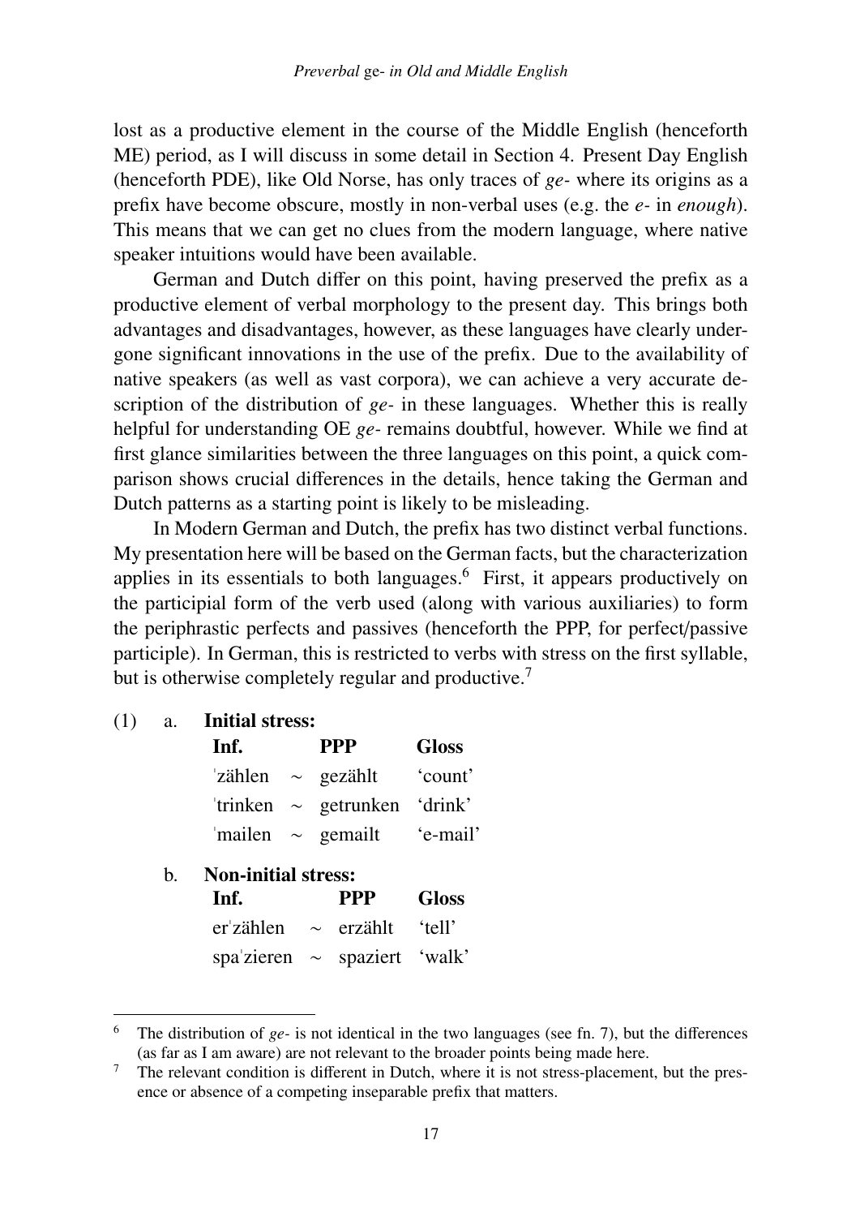lost as a productive element in the course of the Middle English (henceforth ME) period, as I will discuss in some detail in Section 4. Present Day English (henceforth PDE), like Old Norse, has only traces of *ge-* where its origins as a prefix have become obscure, mostly in non-verbal uses (e.g. the *e-* in *enough*). This means that we can get no clues from the modern language, where native speaker intuitions would have been available.

German and Dutch differ on this point, having preserved the prefix as a productive element of verbal morphology to the present day. This brings both advantages and disadvantages, however, as these languages have clearly undergone significant innovations in the use of the prefix. Due to the availability of native speakers (as well as vast corpora), we can achieve a very accurate description of the distribution of *ge-* in these languages. Whether this is really helpful for understanding OE *ge-* remains doubtful, however. While we find at first glance similarities between the three languages on this point, a quick comparison shows crucial differences in the details, hence taking the German and Dutch patterns as a starting point is likely to be misleading.

In Modern German and Dutch, the prefix has two distinct verbal functions. My presentation here will be based on the German facts, but the characterization applies in its essentials to both languages.[6] First, it appears productively on the participial form of the verb used (along with various auxiliaries) to form the periphrastic perfects and passives (henceforth the PPP, for perfect/passive participle). In German, this is restricted to verbs with stress on the first syllable, but is otherwise completely regular and productive.[7]

(1) a. **Initial stress:**

| **Inf.** | | **PPP** | **Gloss** |
|---|---|---|---|
| ˈzählen | ~ | gezählt | 'count' |
| ˈtrinken | ~ | getrunken | 'drink' |
| ˈmailen | ~ | gemailt | 'e-mail' |

b. **Non-initial stress:**

| **Inf.** | | **PPP** | **Gloss** |
|---|---|---|---|
| erˈzählen | ~ | erzählt | 'tell' |
| spaˈzieren | ~ | spaziert | 'walk' |

[6] The distribution of *ge-* is not identical in the two languages (see fn. 7), but the differences (as far as I am aware) are not relevant to the broader points being made here.

[7] The relevant condition is different in Dutch, where it is not stress-placement, but the presence or absence of a competing inseparable prefix that matters.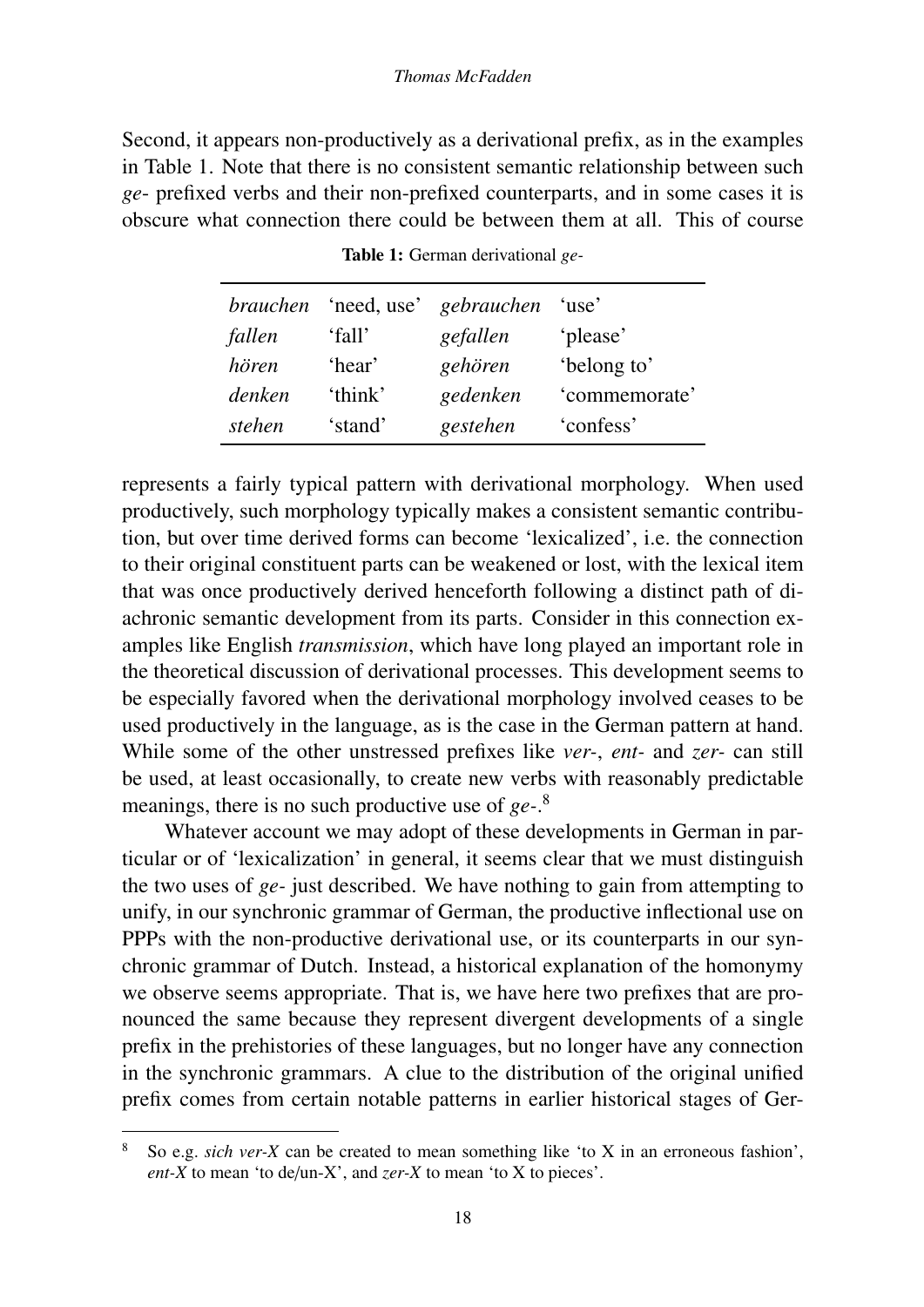Second, it appears non-productively as a derivational prefix, as in the examples in Table 1. Note that there is no consistent semantic relationship between such *ge-* prefixed verbs and their non-prefixed counterparts, and in some cases it is obscure what connection there could be between them at all. This of course represents a fairly typical pattern with derivational morphology. When used productively, such morphology typically makes a consistent semantic contribution, but over time derived forms can become 'lexicalized', i.e. the connection to their original constituent parts can be weakened or lost, with the lexical item that was once productively derived henceforth following a distinct path of diachronic semantic development from its parts. Consider in this connection examples like English *transmission*, which have long played an important role in the theoretical discussion of derivational processes. This development seems to be especially favored when the derivational morphology involved ceases to be used productively in the language, as is the case in the German pattern at hand. While some of the other unstressed prefixes like *ver-*, *ent-* and *zer-* can still be used, at least occasionally, to create new verbs with reasonably predictable meanings, there is no such productive use of *ge-*.[8]

**Table 1:** German derivational *ge-*

| | | | |
|---|---|---|---|
| *brauchen* | 'need, use' | *gebrauchen* | 'use' |
| *fallen* | 'fall' | *gefallen* | 'please' |
| *hören* | 'hear' | *gehören* | 'belong to' |
| *denken* | 'think' | *gedenken* | 'commemorate' |
| *stehen* | 'stand' | *gestehen* | 'confess' |

Whatever account we may adopt of these developments in German in particular or of 'lexicalization' in general, it seems clear that we must distinguish the two uses of *ge-* just described. We have nothing to gain from attempting to unify, in our synchronic grammar of German, the productive inflectional use on PPPs with the non-productive derivational use, or its counterparts in our synchronic grammar of Dutch. Instead, a historical explanation of the homonymy we observe seems appropriate. That is, we have here two prefixes that are pronounced the same because they represent divergent developments of a single prefix in the prehistories of these languages, but no longer have any connection in the synchronic grammars. A clue to the distribution of the original unified prefix comes from certain notable patterns in earlier historical stages of Ger-

[8] So e.g. *sich ver-X* can be created to mean something like 'to X in an erroneous fashion', *ent-X* to mean 'to de/un-X', and *zer-X* to mean 'to X to pieces'.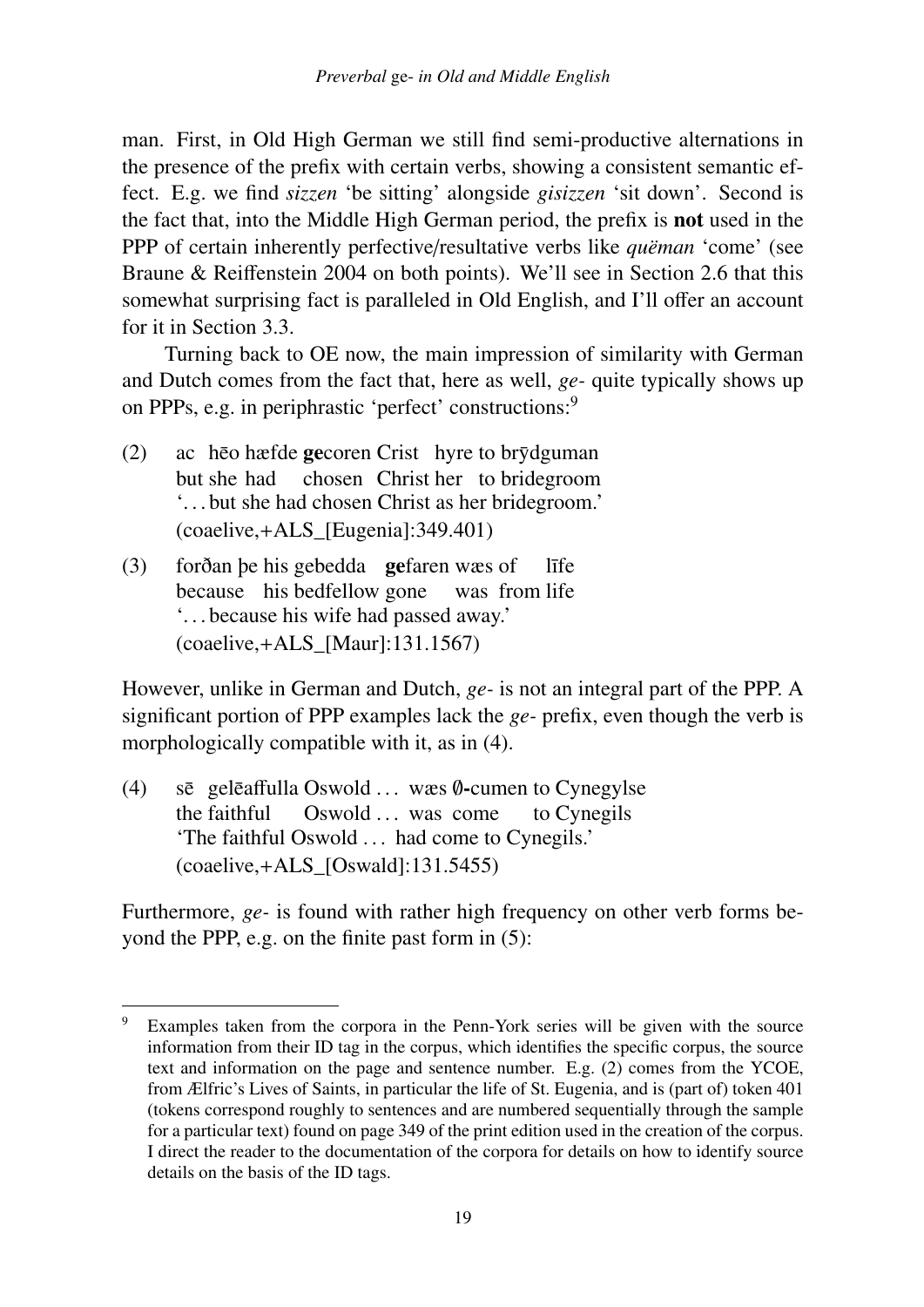man. First, in Old High German we still find semi-productive alternations in the presence of the prefix with certain verbs, showing a consistent semantic effect. E.g. we find *sizzen* 'be sitting' alongside *gisizzen* 'sit down'. Second is the fact that, into the Middle High German period, the prefix is **not** used in the PPP of certain inherently perfective/resultative verbs like *quëman* 'come' (see Braune & Reiffenstein 2004 on both points). We'll see in Section 2.6 that this somewhat surprising fact is paralleled in Old English, and I'll offer an account for it in Section 3.3.

Turning back to OE now, the main impression of similarity with German and Dutch comes from the fact that, here as well, *ge-* quite typically shows up on PPPs, e.g. in periphrastic 'perfect' constructions:[9]

(2) ac hēo hæfde **ge**coren Crist hyre to brȳdguman  
but she had chosen Christ her to bridegroom  
'…but she had chosen Christ as her bridegroom.'  
(coaelive,+ALS_[Eugenia]:349.401)

(3) forðan þe his gebedda **ge**faren wæs of līfe  
because his bedfellow gone was from life  
'…because his wife had passed away.'  
(coaelive,+ALS_[Maur]:131.1567)

However, unlike in German and Dutch, *ge-* is not an integral part of the PPP. A significant portion of PPP examples lack the *ge-* prefix, even though the verb is morphologically compatible with it, as in (4).

(4) sē gelēaffulla Oswold … wæs ∅-cumen to Cynegylse  
the faithful Oswold … was come to Cynegils  
'The faithful Oswold … had come to Cynegils.'  
(coaelive,+ALS_[Oswald]:131.5455)

Furthermore, *ge-* is found with rather high frequency on other verb forms beyond the PPP, e.g. on the finite past form in (5):

---

[9] Examples taken from the corpora in the Penn-York series will be given with the source information from their ID tag in the corpus, which identifies the specific corpus, the source text and information on the page and sentence number. E.g. (2) comes from the YCOE, from Ælfric's Lives of Saints, in particular the life of St. Eugenia, and is (part of) token 401 (tokens correspond roughly to sentences and are numbered sequentially through the sample for a particular text) found on page 349 of the print edition used in the creation of the corpus. I direct the reader to the documentation of the corpora for details on how to identify source details on the basis of the ID tags.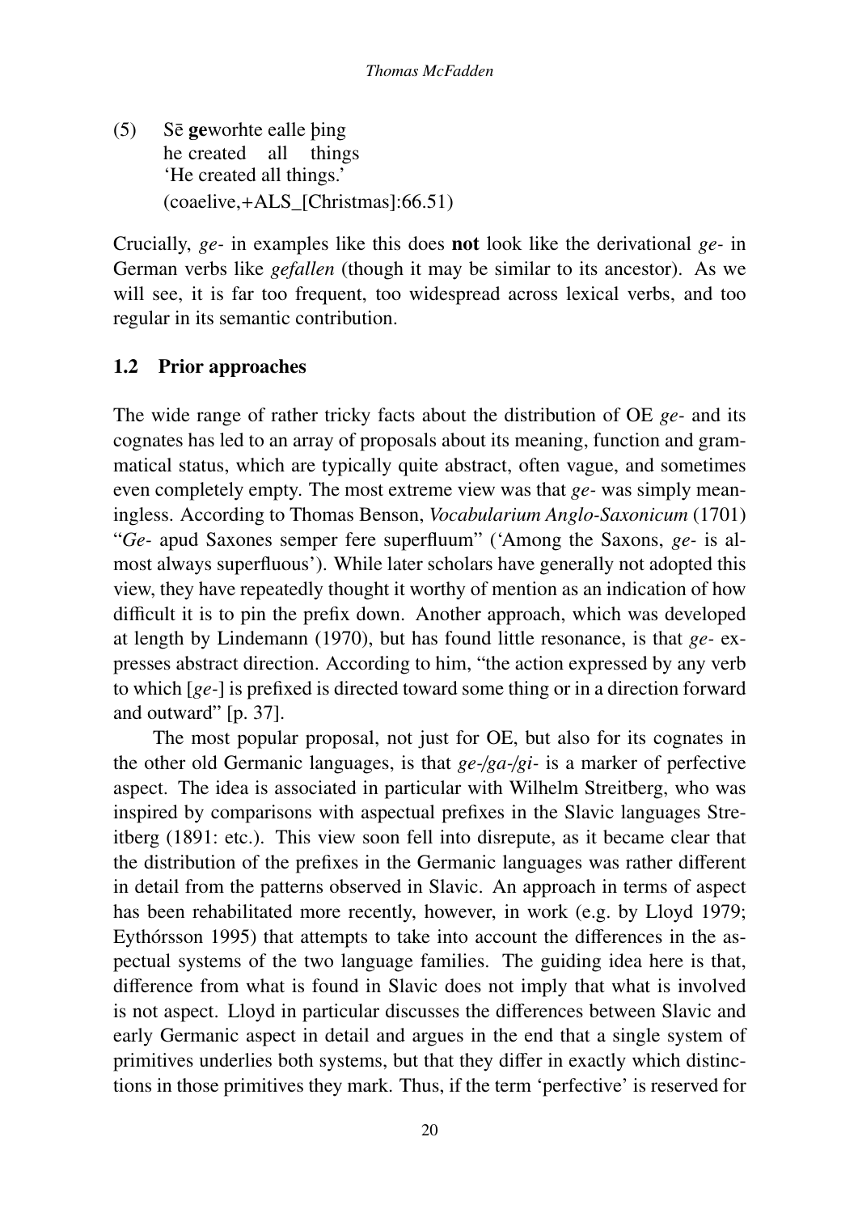(5) Sē **ge**worhte ealle þing
he created all things
'He created all things.'
(coaelive,+ALS_[Christmas]:66.51)

Crucially, *ge-* in examples like this does **not** look like the derivational *ge-* in German verbs like *gefallen* (though it may be similar to its ancestor). As we will see, it is far too frequent, too widespread across lexical verbs, and too regular in its semantic contribution.

## 1.2 Prior approaches

The wide range of rather tricky facts about the distribution of OE *ge-* and its cognates has led to an array of proposals about its meaning, function and grammatical status, which are typically quite abstract, often vague, and sometimes even completely empty. The most extreme view was that *ge-* was simply meaningless. According to Thomas Benson, *Vocabularium Anglo-Saxonicum* (1701) "*Ge-* apud Saxones semper fere superfluum" ('Among the Saxons, *ge-* is almost always superfluous'). While later scholars have generally not adopted this view, they have repeatedly thought it worthy of mention as an indication of how difficult it is to pin the prefix down. Another approach, which was developed at length by Lindemann (1970), but has found little resonance, is that *ge-* expresses abstract direction. According to him, "the action expressed by any verb to which [*ge-*] is prefixed is directed toward some thing or in a direction forward and outward" [p. 37].

The most popular proposal, not just for OE, but also for its cognates in the other old Germanic languages, is that *ge-/ga-/gi-* is a marker of perfective aspect. The idea is associated in particular with Wilhelm Streitberg, who was inspired by comparisons with aspectual prefixes in the Slavic languages Streitberg (1891: etc.). This view soon fell into disrepute, as it became clear that the distribution of the prefixes in the Germanic languages was rather different in detail from the patterns observed in Slavic. An approach in terms of aspect has been rehabilitated more recently, however, in work (e.g. by Lloyd 1979; Eythórsson 1995) that attempts to take into account the differences in the aspectual systems of the two language families. The guiding idea here is that, difference from what is found in Slavic does not imply that what is involved is not aspect. Lloyd in particular discusses the differences between Slavic and early Germanic aspect in detail and argues in the end that a single system of primitives underlies both systems, but that they differ in exactly which distinctions in those primitives they mark. Thus, if the term 'perfective' is reserved for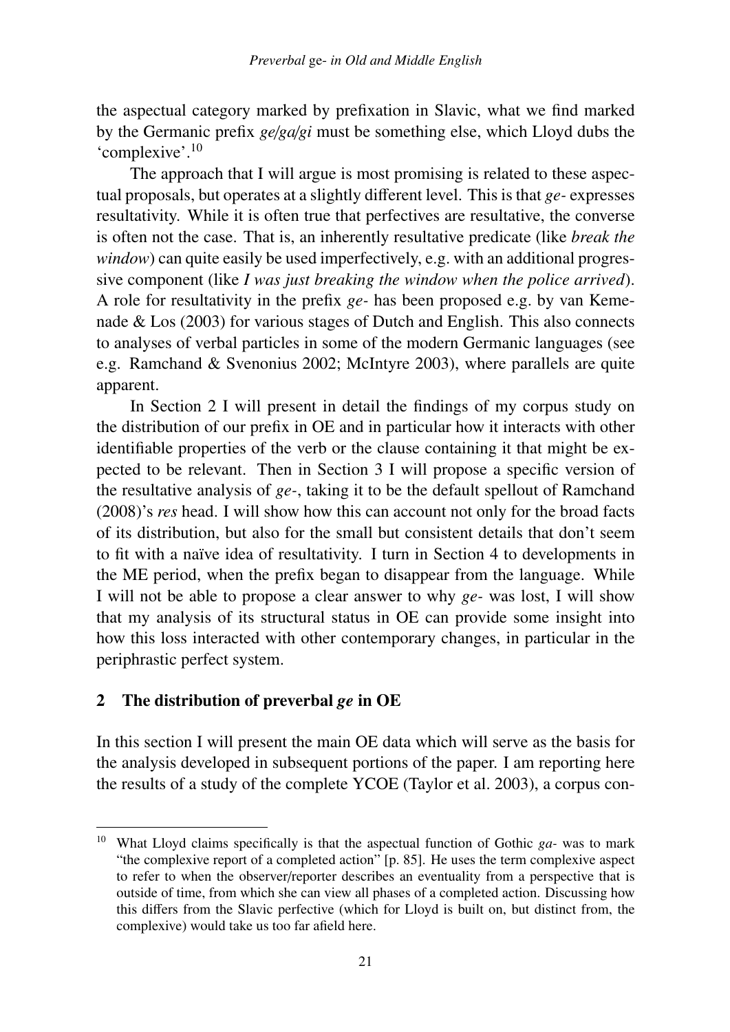the aspectual category marked by prefixation in Slavic, what we find marked by the Germanic prefix *ge/ga/gi* must be something else, which Lloyd dubs the 'complexive'.[10]

The approach that I will argue is most promising is related to these aspectual proposals, but operates at a slightly different level. This is that *ge-* expresses resultativity. While it is often true that perfectives are resultative, the converse is often not the case. That is, an inherently resultative predicate (like *break the window*) can quite easily be used imperfectively, e.g. with an additional progressive component (like *I was just breaking the window when the police arrived*). A role for resultativity in the prefix *ge-* has been proposed e.g. by van Kemenade & Los (2003) for various stages of Dutch and English. This also connects to analyses of verbal particles in some of the modern Germanic languages (see e.g. Ramchand & Svenonius 2002; McIntyre 2003), where parallels are quite apparent.

In Section 2 I will present in detail the findings of my corpus study on the distribution of our prefix in OE and in particular how it interacts with other identifiable properties of the verb or the clause containing it that might be expected to be relevant. Then in Section 3 I will propose a specific version of the resultative analysis of *ge-*, taking it to be the default spellout of Ramchand (2008)'s *res* head. I will show how this can account not only for the broad facts of its distribution, but also for the small but consistent details that don't seem to fit with a naïve idea of resultativity. I turn in Section 4 to developments in the ME period, when the prefix began to disappear from the language. While I will not be able to propose a clear answer to why *ge-* was lost, I will show that my analysis of its structural status in OE can provide some insight into how this loss interacted with other contemporary changes, in particular in the periphrastic perfect system.

## 2 The distribution of preverbal *ge* in OE

In this section I will present the main OE data which will serve as the basis for the analysis developed in subsequent portions of the paper. I am reporting here the results of a study of the complete YCOE (Taylor et al. 2003), a corpus con-

[10] What Lloyd claims specifically is that the aspectual function of Gothic *ga-* was to mark "the complexive report of a completed action" [p. 85]. He uses the term complexive aspect to refer to when the observer/reporter describes an eventuality from a perspective that is outside of time, from which she can view all phases of a completed action. Discussing how this differs from the Slavic perfective (which for Lloyd is built on, but distinct from, the complexive) would take us too far afield here.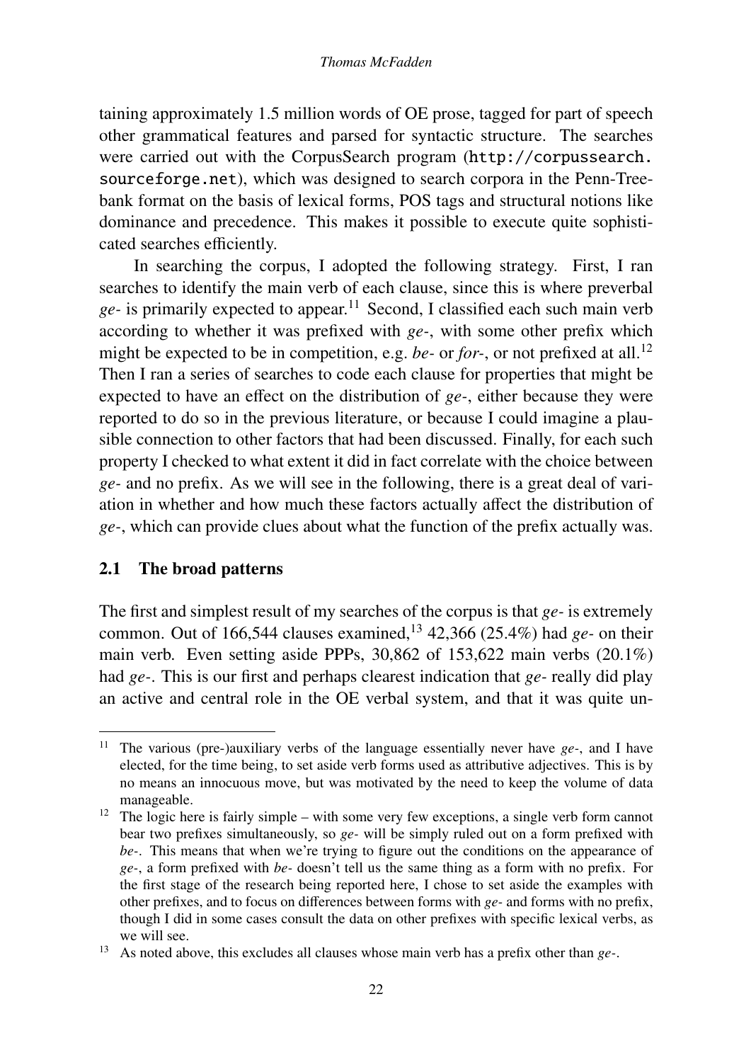taining approximately 1.5 million words of OE prose, tagged for part of speech other grammatical features and parsed for syntactic structure. The searches were carried out with the CorpusSearch program (`http://corpussearch.sourceforge.net`), which was designed to search corpora in the Penn-Treebank format on the basis of lexical forms, POS tags and structural notions like dominance and precedence. This makes it possible to execute quite sophisticated searches efficiently.

In searching the corpus, I adopted the following strategy. First, I ran searches to identify the main verb of each clause, since this is where preverbal *ge-* is primarily expected to appear.[11] Second, I classified each such main verb according to whether it was prefixed with *ge-*, with some other prefix which might be expected to be in competition, e.g. *be-* or *for-*, or not prefixed at all.[12] Then I ran a series of searches to code each clause for properties that might be expected to have an effect on the distribution of *ge-*, either because they were reported to do so in the previous literature, or because I could imagine a plausible connection to other factors that had been discussed. Finally, for each such property I checked to what extent it did in fact correlate with the choice between *ge-* and no prefix. As we will see in the following, there is a great deal of variation in whether and how much these factors actually affect the distribution of *ge-*, which can provide clues about what the function of the prefix actually was.

## 2.1 The broad patterns

The first and simplest result of my searches of the corpus is that *ge-* is extremely common. Out of 166,544 clauses examined,[13] 42,366 (25.4%) had *ge-* on their main verb. Even setting aside PPPs, 30,862 of 153,622 main verbs (20.1%) had *ge-*. This is our first and perhaps clearest indication that *ge-* really did play an active and central role in the OE verbal system, and that it was quite un-

---

[11] The various (pre-)auxiliary verbs of the language essentially never have *ge-*, and I have elected, for the time being, to set aside verb forms used as attributive adjectives. This is by no means an innocuous move, but was motivated by the need to keep the volume of data manageable.

[12] The logic here is fairly simple – with some very few exceptions, a single verb form cannot bear two prefixes simultaneously, so *ge-* will be simply ruled out on a form prefixed with *be-*. This means that when we're trying to figure out the conditions on the appearance of *ge-*, a form prefixed with *be-* doesn't tell us the same thing as a form with no prefix. For the first stage of the research being reported here, I chose to set aside the examples with other prefixes, and to focus on differences between forms with *ge-* and forms with no prefix, though I did in some cases consult the data on other prefixes with specific lexical verbs, as we will see.

[13] As noted above, this excludes all clauses whose main verb has a prefix other than *ge-*.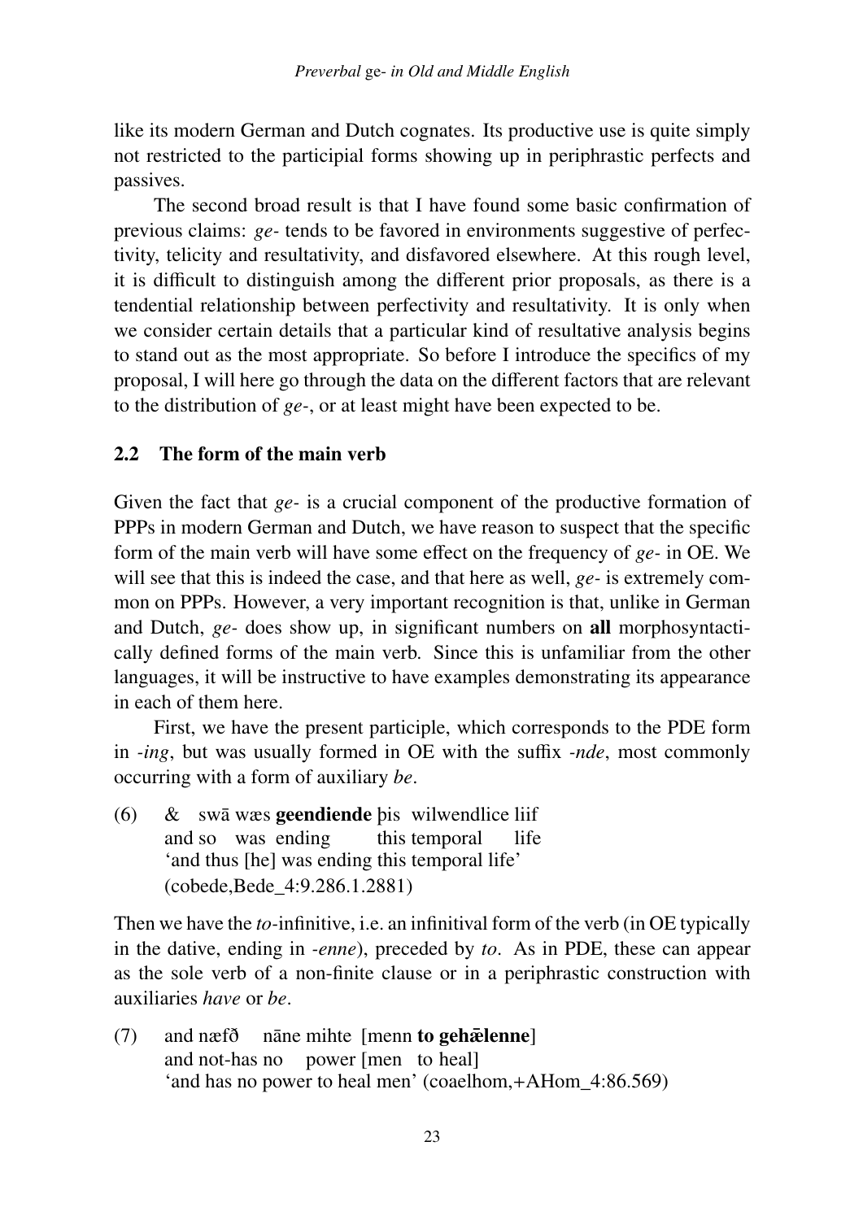like its modern German and Dutch cognates. Its productive use is quite simply not restricted to the participial forms showing up in periphrastic perfects and passives.

The second broad result is that I have found some basic confirmation of previous claims: *ge-* tends to be favored in environments suggestive of perfectivity, telicity and resultativity, and disfavored elsewhere. At this rough level, it is difficult to distinguish among the different prior proposals, as there is a tendential relationship between perfectivity and resultativity. It is only when we consider certain details that a particular kind of resultative analysis begins to stand out as the most appropriate. So before I introduce the specifics of my proposal, I will here go through the data on the different factors that are relevant to the distribution of *ge-*, or at least might have been expected to be.

## 2.2 The form of the main verb

Given the fact that *ge-* is a crucial component of the productive formation of PPPs in modern German and Dutch, we have reason to suspect that the specific form of the main verb will have some effect on the frequency of *ge-* in OE. We will see that this is indeed the case, and that here as well, *ge-* is extremely common on PPPs. However, a very important recognition is that, unlike in German and Dutch, *ge-* does show up, in significant numbers on **all** morphosyntactically defined forms of the main verb. Since this is unfamiliar from the other languages, it will be instructive to have examples demonstrating its appearance in each of them here.

First, we have the present participle, which corresponds to the PDE form in *-ing*, but was usually formed in OE with the suffix *-nde*, most commonly occurring with a form of auxiliary *be*.

(6) & swā wæs **geendiende** þis wilwendlice liif
and so was ending this temporal life
'and thus [he] was ending this temporal life'
(cobede,Bede_4:9.286.1.2881)

Then we have the *to*-infinitive, i.e. an infinitival form of the verb (in OE typically in the dative, ending in *-enne*), preceded by *to*. As in PDE, these can appear as the sole verb of a non-finite clause or in a periphrastic construction with auxiliaries *have* or *be*.

(7) and næfð nāne mihte [menn **to gehǣlenne**]
and not-has no power [men to heal]
'and has no power to heal men' (coaelhom,+AHom_4:86.569)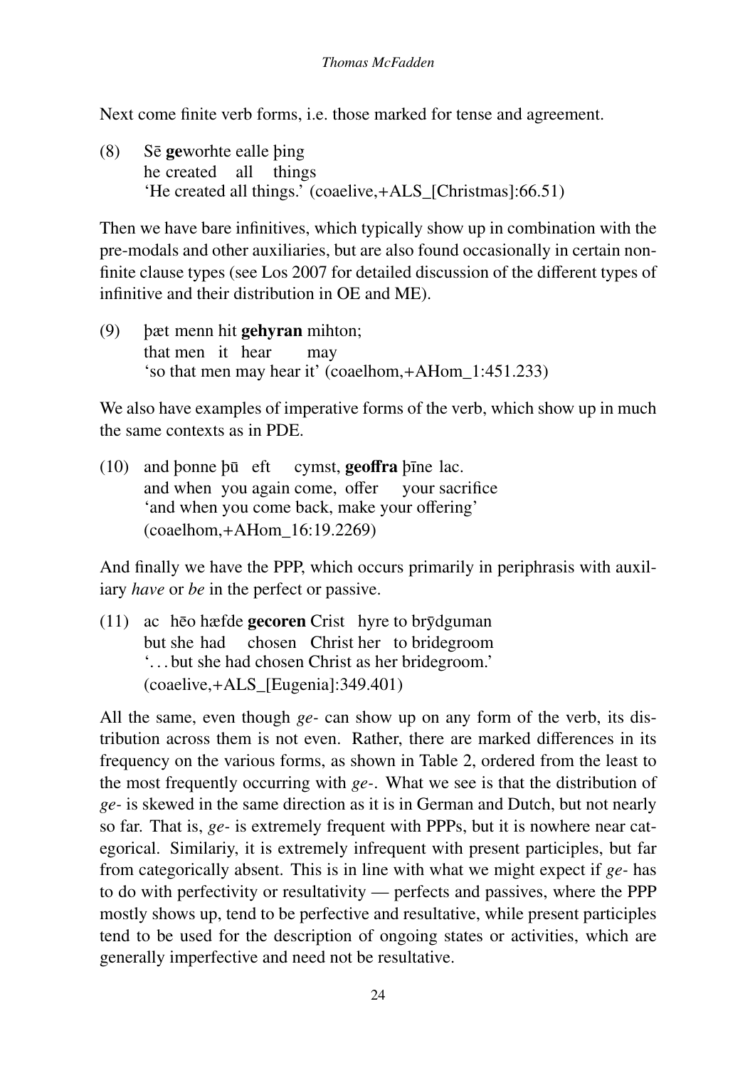Next come finite verb forms, i.e. those marked for tense and agreement.

(8) Sē **ge**worhte ealle þing
he created all things
'He created all things.' (coaelive,+ALS_[Christmas]:66.51)

Then we have bare infinitives, which typically show up in combination with the pre-modals and other auxiliaries, but are also found occasionally in certain non-finite clause types (see Los 2007 for detailed discussion of the different types of infinitive and their distribution in OE and ME).

(9) þæt menn hit **gehyran** mihton;
that men it hear may
'so that men may hear it' (coaelhom,+AHom_1:451.233)

We also have examples of imperative forms of the verb, which show up in much the same contexts as in PDE.

(10) and þonne þū eft cymst, **geoffra** þīne lac.
and when you again come, offer your sacrifice
'and when you come back, make your offering'
(coaelhom,+AHom_16:19.2269)

And finally we have the PPP, which occurs primarily in periphrasis with auxiliary *have* or *be* in the perfect or passive.

(11) ac hēo hæfde **gecoren** Crist hyre to brȳdguman
but she had chosen Christ her to bridegroom
'. . . but she had chosen Christ as her bridegroom.'
(coaelive,+ALS_[Eugenia]:349.401)

All the same, even though *ge-* can show up on any form of the verb, its distribution across them is not even. Rather, there are marked differences in its frequency on the various forms, as shown in Table 2, ordered from the least to the most frequently occurring with *ge-*. What we see is that the distribution of *ge-* is skewed in the same direction as it is in German and Dutch, but not nearly so far. That is, *ge-* is extremely frequent with PPPs, but it is nowhere near categorical. Similariy, it is extremely infrequent with present participles, but far from categorically absent. This is in line with what we might expect if *ge-* has to do with perfectivity or resultativity — perfects and passives, where the PPP mostly shows up, tend to be perfective and resultative, while present participles tend to be used for the description of ongoing states or activities, which are generally imperfective and need not be resultative.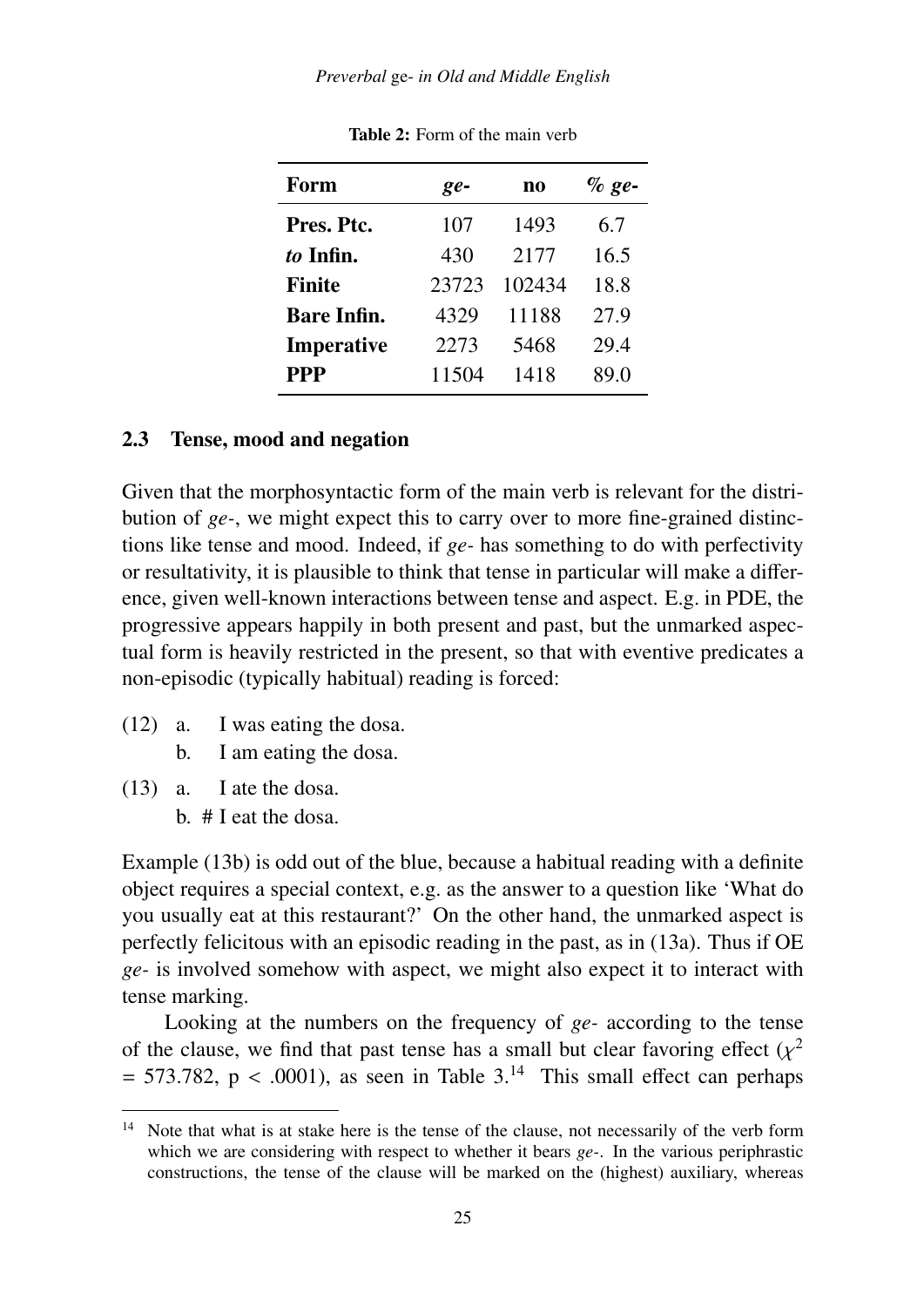**Table 2:** Form of the main verb

| Form | *ge-* | no | *% ge-* |
|---|---|---|---|
| **Pres. Ptc.** | 107 | 1493 | 6.7 |
| ***to* Infin.** | 430 | 2177 | 16.5 |
| **Finite** | 23723 | 102434 | 18.8 |
| **Bare Infin.** | 4329 | 11188 | 27.9 |
| **Imperative** | 2273 | 5468 | 29.4 |
| **PPP** | 11504 | 1418 | 89.0 |

## 2.3 Tense, mood and negation

Given that the morphosyntactic form of the main verb is relevant for the distribution of *ge-*, we might expect this to carry over to more fine-grained distinctions like tense and mood. Indeed, if *ge-* has something to do with perfectivity or resultativity, it is plausible to think that tense in particular will make a difference, given well-known interactions between tense and aspect. E.g. in PDE, the progressive appears happily in both present and past, but the unmarked aspectual form is heavily restricted in the present, so that with eventive predicates a non-episodic (typically habitual) reading is forced:

(12) a. I was eating the dosa.
 b. I am eating the dosa.

(13) a. I ate the dosa.
 b. # I eat the dosa.

Example (13b) is odd out of the blue, because a habitual reading with a definite object requires a special context, e.g. as the answer to a question like 'What do you usually eat at this restaurant?' On the other hand, the unmarked aspect is perfectly felicitous with an episodic reading in the past, as in (13a). Thus if OE *ge-* is involved somehow with aspect, we might also expect it to interact with tense marking.

Looking at the numbers on the frequency of *ge-* according to the tense of the clause, we find that past tense has a small but clear favoring effect ($\chi^2 = 573.782$, $p < .0001$), as seen in Table 3.[14] This small effect can perhaps

[14] Note that what is at stake here is the tense of the clause, not necessarily of the verb form which we are considering with respect to whether it bears *ge-*. In the various periphrastic constructions, the tense of the clause will be marked on the (highest) auxiliary, whereas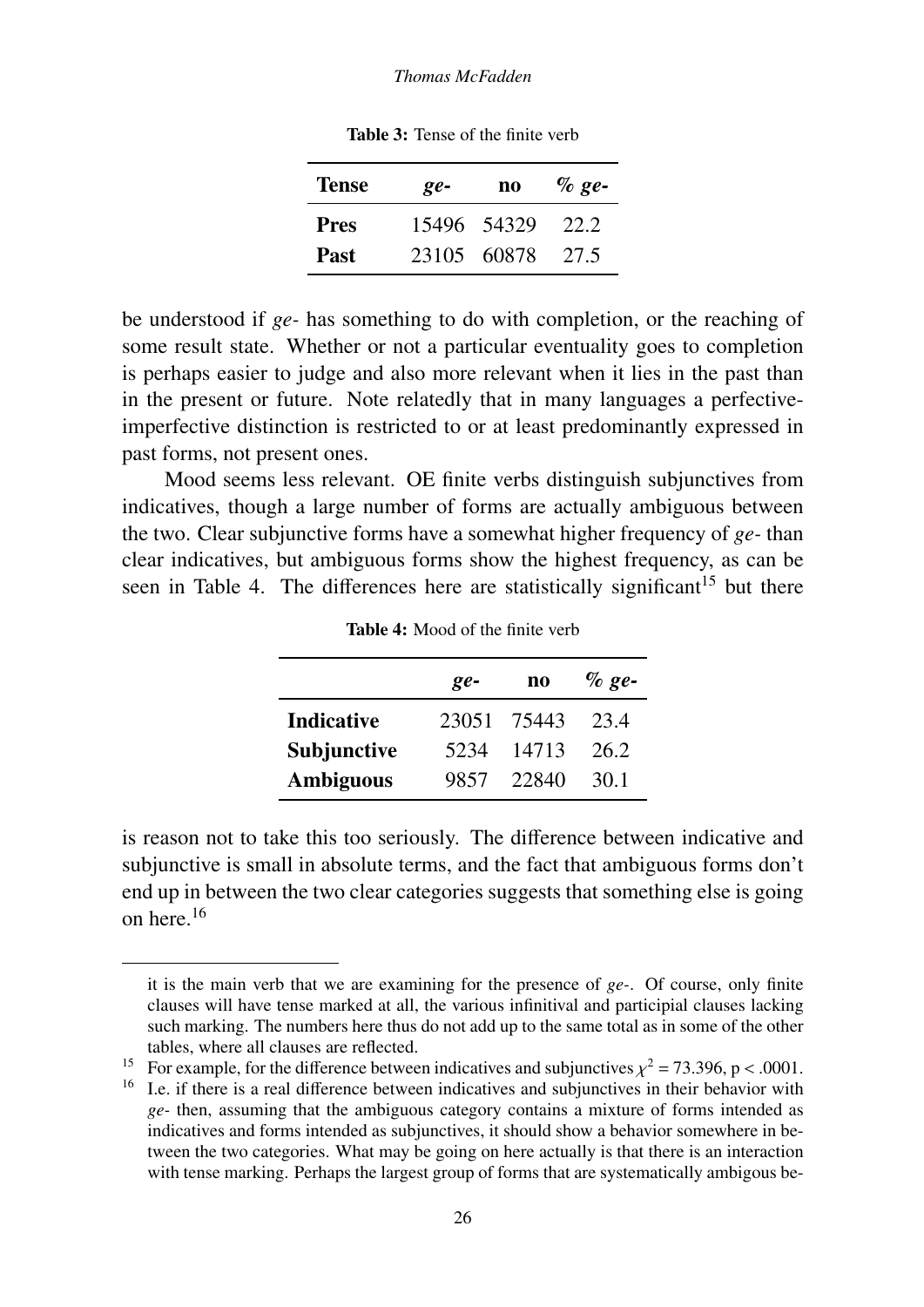**Table 3:** Tense of the finite verb

| Tense | *ge-* | no | % *ge-* |
|---|---|---|---|
| **Pres** | 15496 | 54329 | 22.2 |
| **Past** | 23105 | 60878 | 27.5 |

be understood if *ge-* has something to do with completion, or the reaching of some result state. Whether or not a particular eventuality goes to completion is perhaps easier to judge and also more relevant when it lies in the past than in the present or future. Note relatedly that in many languages a perfective-imperfective distinction is restricted to or at least predominantly expressed in past forms, not present ones.

Mood seems less relevant. OE finite verbs distinguish subjunctives from indicatives, though a large number of forms are actually ambiguous between the two. Clear subjunctive forms have a somewhat higher frequency of *ge-* than clear indicatives, but ambiguous forms show the highest frequency, as can be seen in Table 4. The differences here are statistically significant[15] but there is reason not to take this too seriously. The difference between indicative and subjunctive is small in absolute terms, and the fact that ambiguous forms don't end up in between the two clear categories suggests that something else is going on here.[16]

**Table 4:** Mood of the finite verb

| | *ge-* | no | % *ge-* |
|---|---|---|---|
| **Indicative** | 23051 | 75443 | 23.4 |
| **Subjunctive** | 5234 | 14713 | 26.2 |
| **Ambiguous** | 9857 | 22840 | 30.1 |

it is the main verb that we are examining for the presence of *ge-*. Of course, only finite clauses will have tense marked at all, the various infinitival and participial clauses lacking such marking. The numbers here thus do not add up to the same total as in some of the other tables, where all clauses are reflected.

[15] For example, for the difference between indicatives and subjunctives $\chi^2 = 73.396$, $p < .0001$.

[16] I.e. if there is a real difference between indicatives and subjunctives in their behavior with *ge-* then, assuming that the ambiguous category contains a mixture of forms intended as indicatives and forms intended as subjunctives, it should show a behavior somewhere in between the two categories. What may be going on here actually is that there is an interaction with tense marking. Perhaps the largest group of forms that are systematically ambigous be-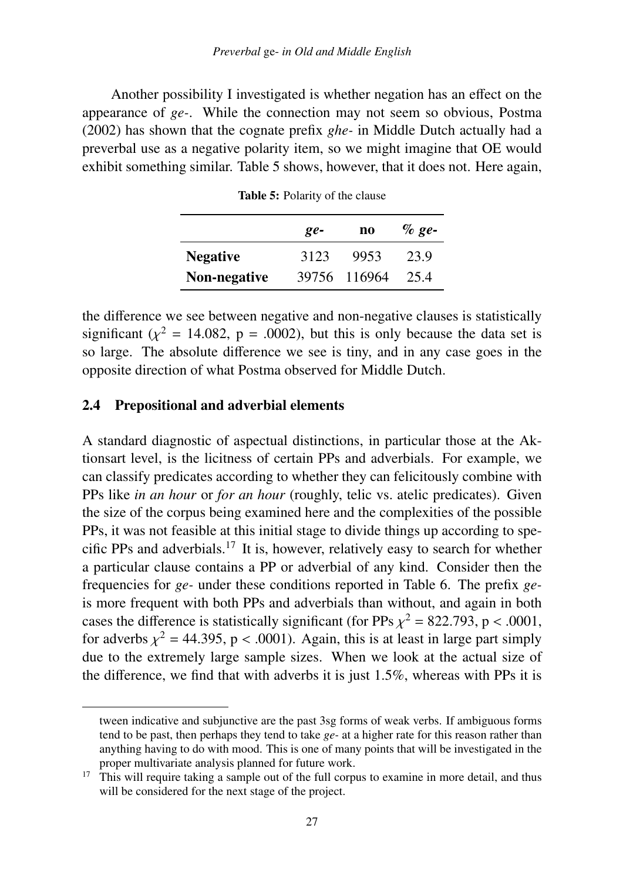Another possibility I investigated is whether negation has an effect on the appearance of *ge-*. While the connection may not seem so obvious, Postma (2002) has shown that the cognate prefix *ghe-* in Middle Dutch actually had a preverbal use as a negative polarity item, so we might imagine that OE would exhibit something similar. Table 5 shows, however, that it does not. Here again,

**Table 5:** Polarity of the clause

| | ***ge-*** | **no** | ***% ge-*** |
|---|---|---|---|
| **Negative** | 3123 | 9953 | 23.9 |
| **Non-negative** | 39756 | 116964 | 25.4 |

the difference we see between negative and non-negative clauses is statistically significant ($\chi^2$ = 14.082, p = .0002), but this is only because the data set is so large. The absolute difference we see is tiny, and in any case goes in the opposite direction of what Postma observed for Middle Dutch.

## 2.4 Prepositional and adverbial elements

A standard diagnostic of aspectual distinctions, in particular those at the Aktionsart level, is the licitness of certain PPs and adverbials. For example, we can classify predicates according to whether they can felicitously combine with PPs like *in an hour* or *for an hour* (roughly, telic vs. atelic predicates). Given the size of the corpus being examined here and the complexities of the possible PPs, it was not feasible at this initial stage to divide things up according to specific PPs and adverbials.[17] It is, however, relatively easy to search for whether a particular clause contains a PP or adverbial of any kind. Consider then the frequencies for *ge-* under these conditions reported in Table 6. The prefix *ge-* is more frequent with both PPs and adverbials than without, and again in both cases the difference is statistically significant (for PPs $\chi^2$ = 822.793, p < .0001, for adverbs $\chi^2$ = 44.395, p < .0001). Again, this is at least in large part simply due to the extremely large sample sizes. When we look at the actual size of the difference, we find that with adverbs it is just 1.5%, whereas with PPs it is

tween indicative and subjunctive are the past 3sg forms of weak verbs. If ambiguous forms tend to be past, then perhaps they tend to take *ge-* at a higher rate for this reason rather than anything having to do with mood. This is one of many points that will be investigated in the proper multivariate analysis planned for future work.

[17] This will require taking a sample out of the full corpus to examine in more detail, and thus will be considered for the next stage of the project.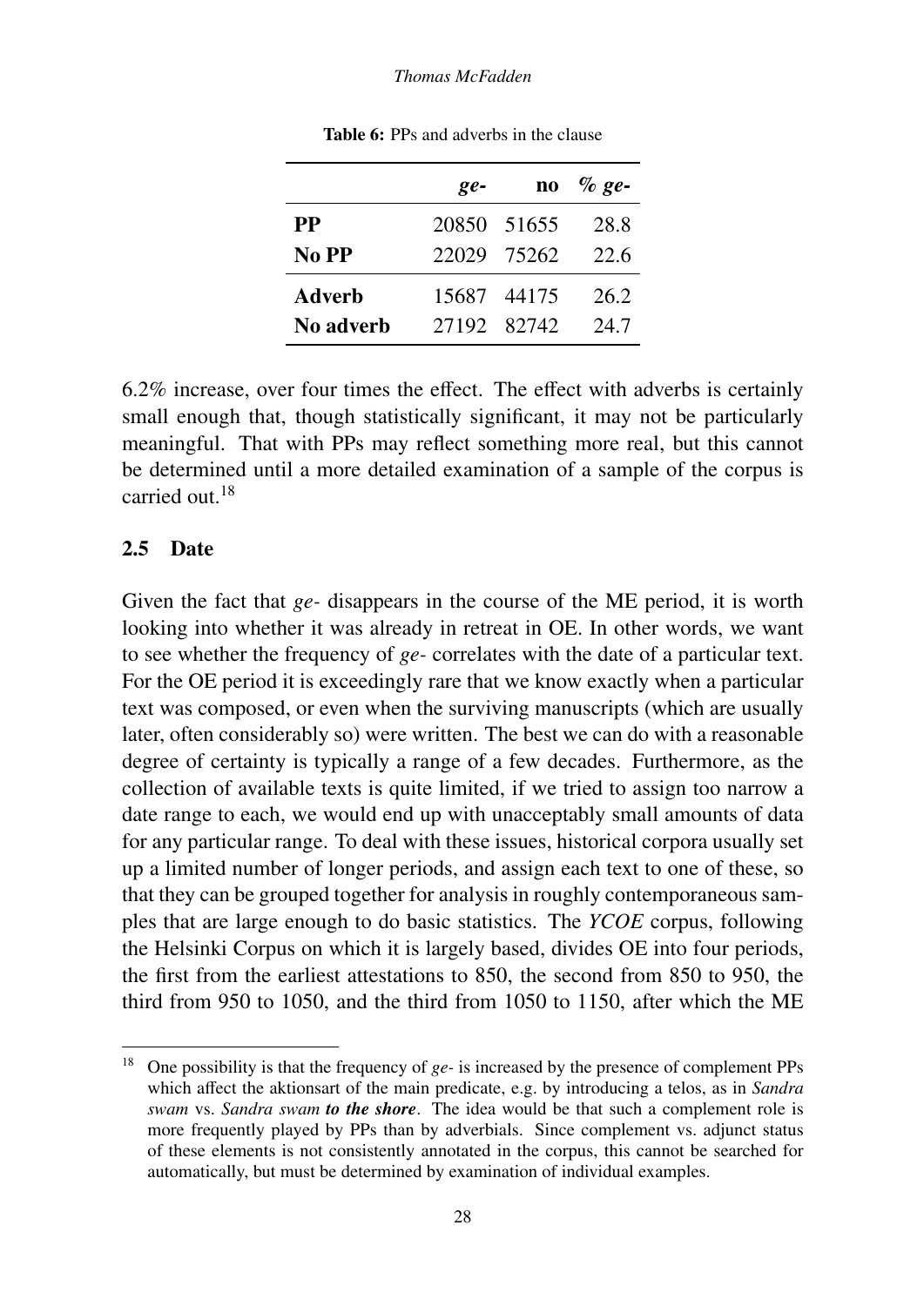**Table 6:** PPs and adverbs in the clause

| | *ge-* | **no** | *% ge-* |
|---|---|---|---|
| **PP** | 20850 | 51655 | 28.8 |
| **No PP** | 22029 | 75262 | 22.6 |
| **Adverb** | 15687 | 44175 | 26.2 |
| **No adverb** | 27192 | 82742 | 24.7 |

6.2% increase, over four times the effect. The effect with adverbs is certainly small enough that, though statistically significant, it may not be particularly meaningful. That with PPs may reflect something more real, but this cannot be determined until a more detailed examination of a sample of the corpus is carried out.[18]

## 2.5 Date

Given the fact that *ge-* disappears in the course of the ME period, it is worth looking into whether it was already in retreat in OE. In other words, we want to see whether the frequency of *ge-* correlates with the date of a particular text. For the OE period it is exceedingly rare that we know exactly when a particular text was composed, or even when the surviving manuscripts (which are usually later, often considerably so) were written. The best we can do with a reasonable degree of certainty is typically a range of a few decades. Furthermore, as the collection of available texts is quite limited, if we tried to assign too narrow a date range to each, we would end up with unacceptably small amounts of data for any particular range. To deal with these issues, historical corpora usually set up a limited number of longer periods, and assign each text to one of these, so that they can be grouped together for analysis in roughly contemporaneous samples that are large enough to do basic statistics. The *YCOE* corpus, following the Helsinki Corpus on which it is largely based, divides OE into four periods, the first from the earliest attestations to 850, the second from 850 to 950, the third from 950 to 1050, and the third from 1050 to 1150, after which the ME

---

[18] One possibility is that the frequency of *ge-* is increased by the presence of complement PPs which affect the aktionsart of the main predicate, e.g. by introducing a telos, as in *Sandra swam* vs. *Sandra swam* ***to the shore***. The idea would be that such a complement role is more frequently played by PPs than by adverbials. Since complement vs. adjunct status of these elements is not consistently annotated in the corpus, this cannot be searched for automatically, but must be determined by examination of individual examples.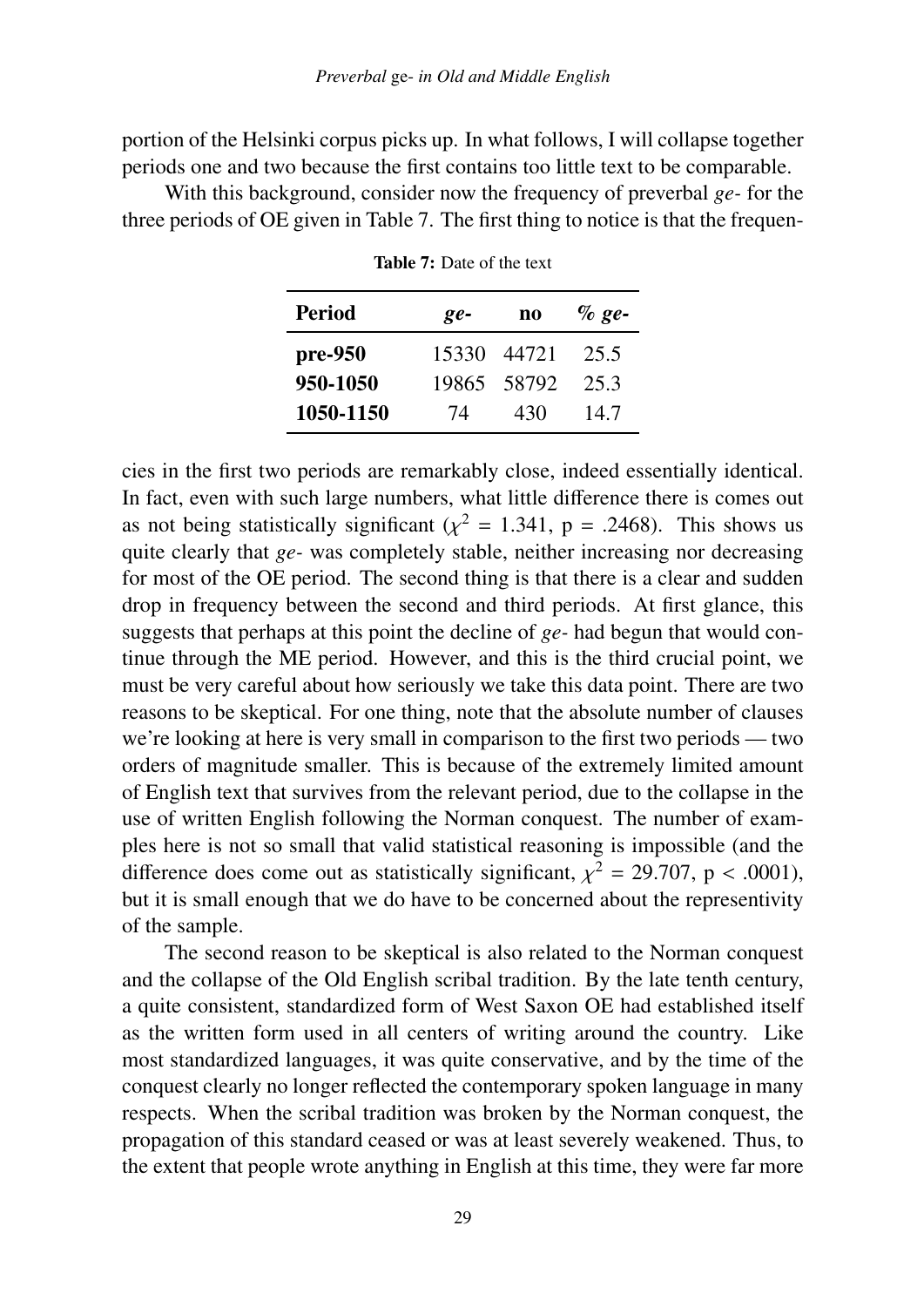portion of the Helsinki corpus picks up. In what follows, I will collapse together periods one and two because the first contains too little text to be comparable.

With this background, consider now the frequency of preverbal *ge-* for the three periods of OE given in Table 7. The first thing to notice is that the frequencies in the first two periods are remarkably close, indeed essentially identical. In fact, even with such large numbers, what little difference there is comes out as not being statistically significant ($\chi^2$ = 1.341, p = .2468). This shows us quite clearly that *ge-* was completely stable, neither increasing nor decreasing for most of the OE period. The second thing is that there is a clear and sudden drop in frequency between the second and third periods. At first glance, this suggests that perhaps at this point the decline of *ge-* had begun that would continue through the ME period. However, and this is the third crucial point, we must be very careful about how seriously we take this data point. There are two reasons to be skeptical. For one thing, note that the absolute number of clauses we're looking at here is very small in comparison to the first two periods — two orders of magnitude smaller. This is because of the extremely limited amount of English text that survives from the relevant period, due to the collapse in the use of written English following the Norman conquest. The number of examples here is not so small that valid statistical reasoning is impossible (and the difference does come out as statistically significant, $\chi^2$ = 29.707, p < .0001), but it is small enough that we do have to be concerned about the representivity of the sample.

**Table 7:** Date of the text

| Period | *ge-* | no | % *ge-* |
|---|---|---|---|
| **pre-950** | 15330 | 44721 | 25.5 |
| **950-1050** | 19865 | 58792 | 25.3 |
| **1050-1150** | 74 | 430 | 14.7 |

The second reason to be skeptical is also related to the Norman conquest and the collapse of the Old English scribal tradition. By the late tenth century, a quite consistent, standardized form of West Saxon OE had established itself as the written form used in all centers of writing around the country. Like most standardized languages, it was quite conservative, and by the time of the conquest clearly no longer reflected the contemporary spoken language in many respects. When the scribal tradition was broken by the Norman conquest, the propagation of this standard ceased or was at least severely weakened. Thus, to the extent that people wrote anything in English at this time, they were far more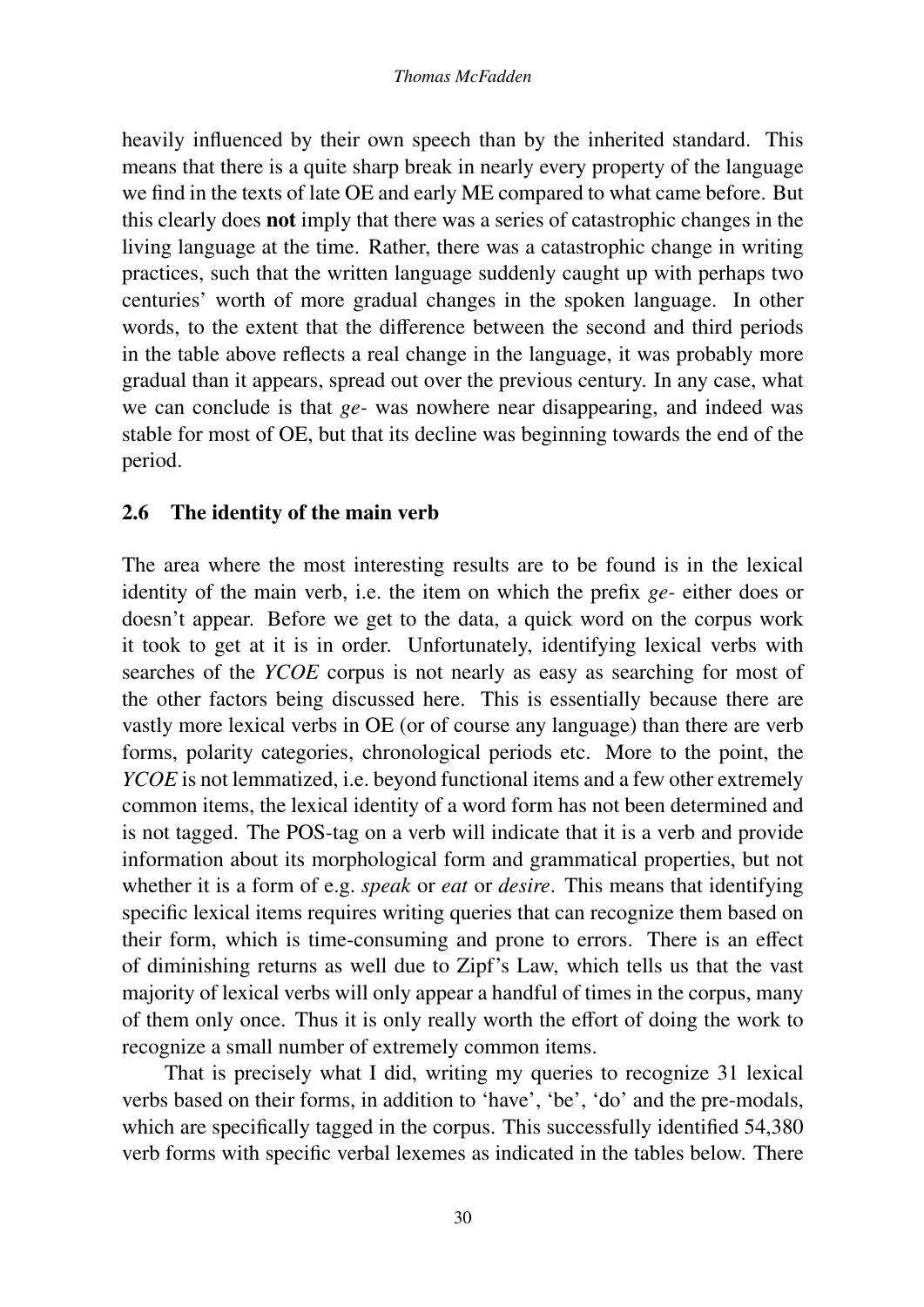heavily influenced by their own speech than by the inherited standard. This means that there is a quite sharp break in nearly every property of the language we find in the texts of late OE and early ME compared to what came before. But this clearly does **not** imply that there was a series of catastrophic changes in the living language at the time. Rather, there was a catastrophic change in writing practices, such that the written language suddenly caught up with perhaps two centuries' worth of more gradual changes in the spoken language. In other words, to the extent that the difference between the second and third periods in the table above reflects a real change in the language, it was probably more gradual than it appears, spread out over the previous century. In any case, what we can conclude is that *ge-* was nowhere near disappearing, and indeed was stable for most of OE, but that its decline was beginning towards the end of the period.

## 2.6 The identity of the main verb

The area where the most interesting results are to be found is in the lexical identity of the main verb, i.e. the item on which the prefix *ge-* either does or doesn't appear. Before we get to the data, a quick word on the corpus work it took to get at it is in order. Unfortunately, identifying lexical verbs with searches of the *YCOE* corpus is not nearly as easy as searching for most of the other factors being discussed here. This is essentially because there are vastly more lexical verbs in OE (or of course any language) than there are verb forms, polarity categories, chronological periods etc. More to the point, the *YCOE* is not lemmatized, i.e. beyond functional items and a few other extremely common items, the lexical identity of a word form has not been determined and is not tagged. The POS-tag on a verb will indicate that it is a verb and provide information about its morphological form and grammatical properties, but not whether it is a form of e.g. *speak* or *eat* or *desire*. This means that identifying specific lexical items requires writing queries that can recognize them based on their form, which is time-consuming and prone to errors. There is an effect of diminishing returns as well due to Zipf's Law, which tells us that the vast majority of lexical verbs will only appear a handful of times in the corpus, many of them only once. Thus it is only really worth the effort of doing the work to recognize a small number of extremely common items.

That is precisely what I did, writing my queries to recognize 31 lexical verbs based on their forms, in addition to 'have', 'be', 'do' and the pre-modals, which are specifically tagged in the corpus. This successfully identified 54,380 verb forms with specific verbal lexemes as indicated in the tables below. There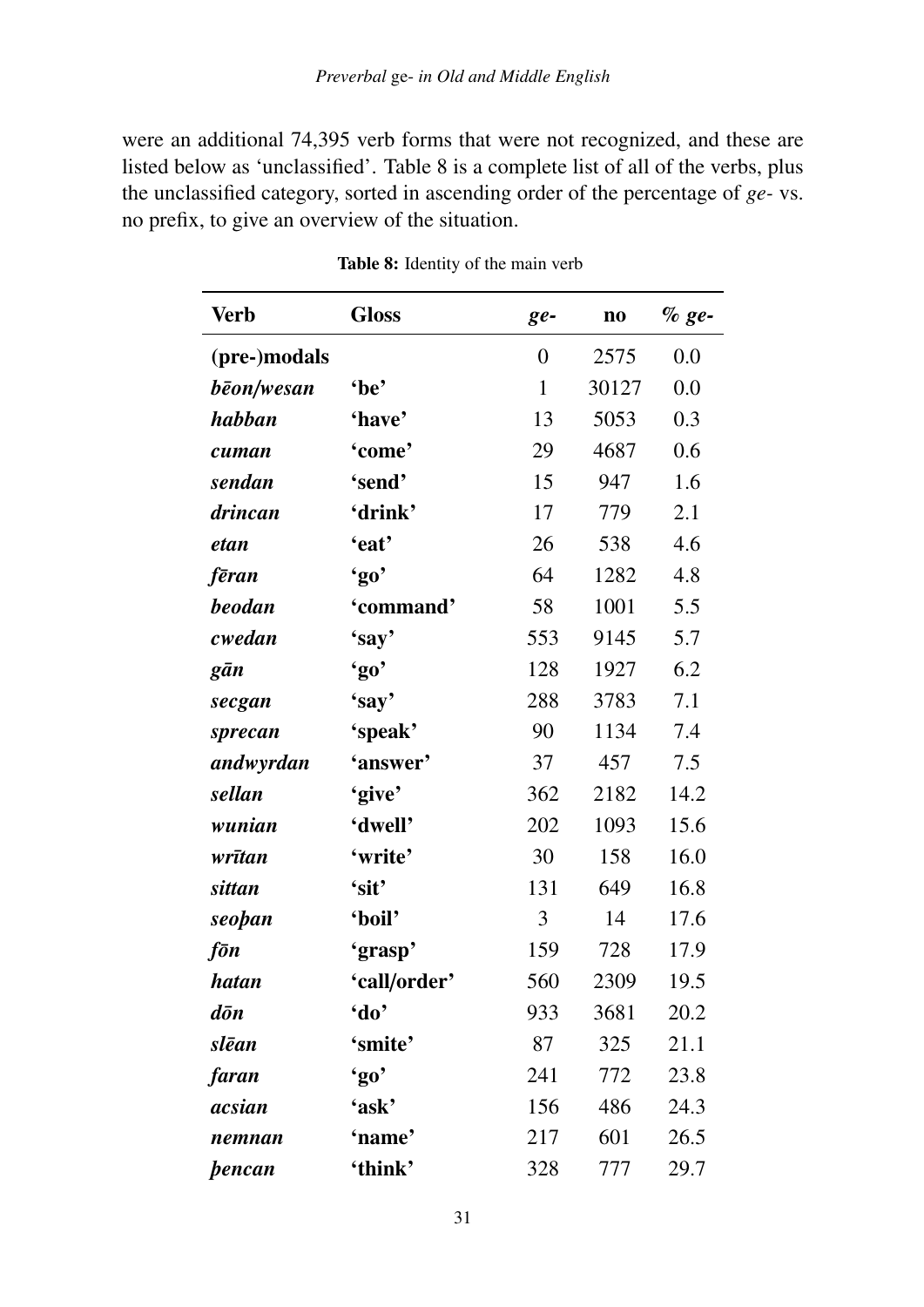were an additional 74,395 verb forms that were not recognized, and these are listed below as 'unclassified'. Table 8 is a complete list of all of the verbs, plus the unclassified category, sorted in ascending order of the percentage of *ge-* vs. no prefix, to give an overview of the situation.

**Table 8:** Identity of the main verb

| Verb | Gloss | *ge-* | no | % *ge-* |
|---|---|---|---|---|
| **(pre-)modals** | | 0 | 2575 | 0.0 |
| ***bēon/wesan*** | **'be'** | 1 | 30127 | 0.0 |
| ***habban*** | **'have'** | 13 | 5053 | 0.3 |
| ***cuman*** | **'come'** | 29 | 4687 | 0.6 |
| ***sendan*** | **'send'** | 15 | 947 | 1.6 |
| ***drincan*** | **'drink'** | 17 | 779 | 2.1 |
| ***etan*** | **'eat'** | 26 | 538 | 4.6 |
| ***fēran*** | **'go'** | 64 | 1282 | 4.8 |
| ***beodan*** | **'command'** | 58 | 1001 | 5.5 |
| ***cwedan*** | **'say'** | 553 | 9145 | 5.7 |
| ***gān*** | **'go'** | 128 | 1927 | 6.2 |
| ***secgan*** | **'say'** | 288 | 3783 | 7.1 |
| ***sprecan*** | **'speak'** | 90 | 1134 | 7.4 |
| ***andwyrdan*** | **'answer'** | 37 | 457 | 7.5 |
| ***sellan*** | **'give'** | 362 | 2182 | 14.2 |
| ***wunian*** | **'dwell'** | 202 | 1093 | 15.6 |
| ***wrītan*** | **'write'** | 30 | 158 | 16.0 |
| ***sittan*** | **'sit'** | 131 | 649 | 16.8 |
| ***seoþan*** | **'boil'** | 3 | 14 | 17.6 |
| ***fōn*** | **'grasp'** | 159 | 728 | 17.9 |
| ***hatan*** | **'call/order'** | 560 | 2309 | 19.5 |
| ***dōn*** | **'do'** | 933 | 3681 | 20.2 |
| ***slēan*** | **'smite'** | 87 | 325 | 21.1 |
| ***faran*** | **'go'** | 241 | 772 | 23.8 |
| ***acsian*** | **'ask'** | 156 | 486 | 24.3 |
| ***nemnan*** | **'name'** | 217 | 601 | 26.5 |
| ***þencan*** | **'think'** | 328 | 777 | 29.7 |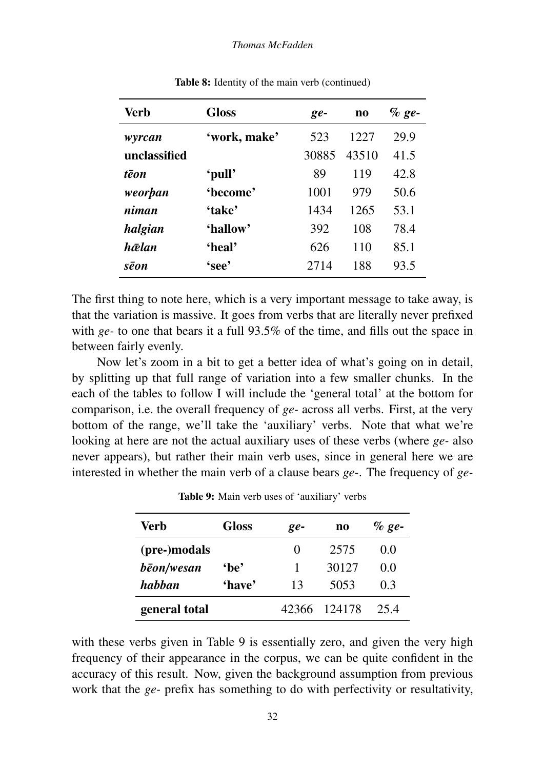**Table 8:** Identity of the main verb (continued)

| **Verb** | **Gloss** | ***ge-*** | **no** | ***% ge-*** |
|---|---|---|---|---|
| ***wyrcan*** | **'work, make'** | 523 | 1227 | 29.9 |
| **unclassified** | | 30885 | 43510 | 41.5 |
| ***tēon*** | **'pull'** | 89 | 119 | 42.8 |
| ***weorþan*** | **'become'** | 1001 | 979 | 50.6 |
| ***niman*** | **'take'** | 1434 | 1265 | 53.1 |
| ***halgian*** | **'hallow'** | 392 | 108 | 78.4 |
| ***hǣlan*** | **'heal'** | 626 | 110 | 85.1 |
| ***sēon*** | **'see'** | 2714 | 188 | 93.5 |

The first thing to note here, which is a very important message to take away, is that the variation is massive. It goes from verbs that are literally never prefixed with *ge-* to one that bears it a full 93.5% of the time, and fills out the space in between fairly evenly.

Now let's zoom in a bit to get a better idea of what's going on in detail, by splitting up that full range of variation into a few smaller chunks. In the each of the tables to follow I will include the 'general total' at the bottom for comparison, i.e. the overall frequency of *ge-* across all verbs. First, at the very bottom of the range, we'll take the 'auxiliary' verbs. Note that what we're looking at here are not the actual auxiliary uses of these verbs (where *ge-* also never appears), but rather their main verb uses, since in general here we are interested in whether the main verb of a clause bears *ge-*. The frequency of *ge-* with these verbs given in Table 9 is essentially zero, and given the very high frequency of their appearance in the corpus, we can be quite confident in the accuracy of this result. Now, given the background assumption from previous work that the *ge-* prefix has something to do with perfectivity or resultativity,

**Table 9:** Main verb uses of 'auxiliary' verbs

| **Verb** | **Gloss** | ***ge-*** | **no** | ***% ge-*** |
|---|---|---|---|---|
| **(pre-)modals** | | 0 | 2575 | 0.0 |
| ***bēon/wesan*** | **'be'** | 1 | 30127 | 0.0 |
| ***habban*** | **'have'** | 13 | 5053 | 0.3 |
| **general total** | | 42366 | 124178 | 25.4 |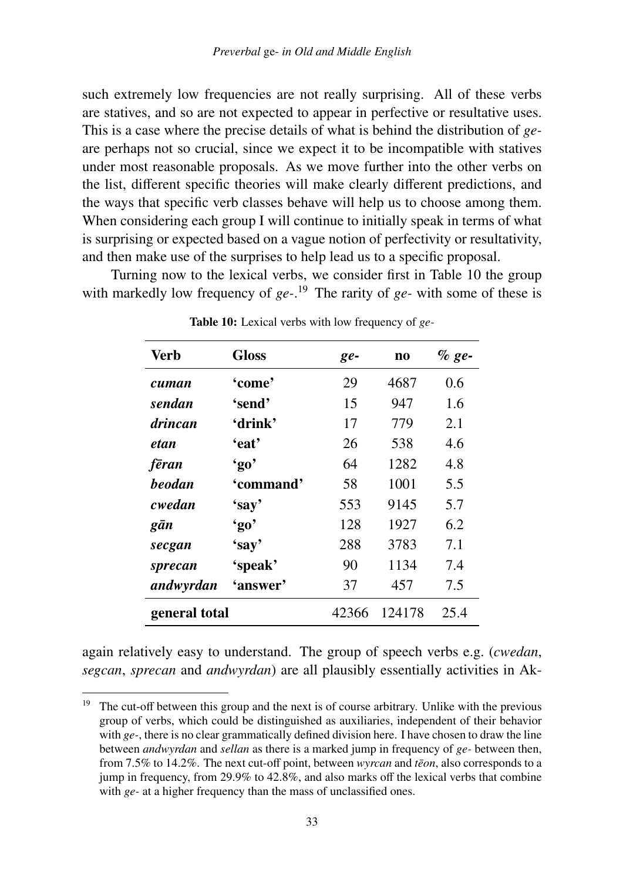such extremely low frequencies are not really surprising. All of these verbs are statives, and so are not expected to appear in perfective or resultative uses. This is a case where the precise details of what is behind the distribution of *ge-* are perhaps not so crucial, since we expect it to be incompatible with statives under most reasonable proposals. As we move further into the other verbs on the list, different specific theories will make clearly different predictions, and the ways that specific verb classes behave will help us to choose among them. When considering each group I will continue to initially speak in terms of what is surprising or expected based on a vague notion of perfectivity or resultativity, and then make use of the surprises to help lead us to a specific proposal.

Turning now to the lexical verbs, we consider first in Table 10 the group with markedly low frequency of *ge-*.[19] The rarity of *ge-* with some of these is

**Table 10:** Lexical verbs with low frequency of *ge-*

| **Verb** | **Gloss** | ***ge-*** | **no** | **% *ge-*** |
|---|---|---|---|---|
| ***cuman*** | **'come'** | 29 | 4687 | 0.6 |
| ***sendan*** | **'send'** | 15 | 947 | 1.6 |
| ***drincan*** | **'drink'** | 17 | 779 | 2.1 |
| ***etan*** | **'eat'** | 26 | 538 | 4.6 |
| ***fēran*** | **'go'** | 64 | 1282 | 4.8 |
| ***beodan*** | **'command'** | 58 | 1001 | 5.5 |
| ***cwedan*** | **'say'** | 553 | 9145 | 5.7 |
| ***gān*** | **'go'** | 128 | 1927 | 6.2 |
| ***secgan*** | **'say'** | 288 | 3783 | 7.1 |
| ***sprecan*** | **'speak'** | 90 | 1134 | 7.4 |
| ***andwyrdan*** | **'answer'** | 37 | 457 | 7.5 |
| **general total** | | 42366 | 124178 | 25.4 |

again relatively easy to understand. The group of speech verbs e.g. (*cwedan*, *segcan*, *sprecan* and *andwyrdan*) are all plausibly essentially activities in Ak-

[19] The cut-off between this group and the next is of course arbitrary. Unlike with the previous group of verbs, which could be distinguished as auxiliaries, independent of their behavior with *ge-*, there is no clear grammatically defined division here. I have chosen to draw the line between *andwyrdan* and *sellan* as there is a marked jump in frequency of *ge-* between then, from 7.5% to 14.2%. The next cut-off point, between *wyrcan* and *tēon*, also corresponds to a jump in frequency, from 29.9% to 42.8%, and also marks off the lexical verbs that combine with *ge-* at a higher frequency than the mass of unclassified ones.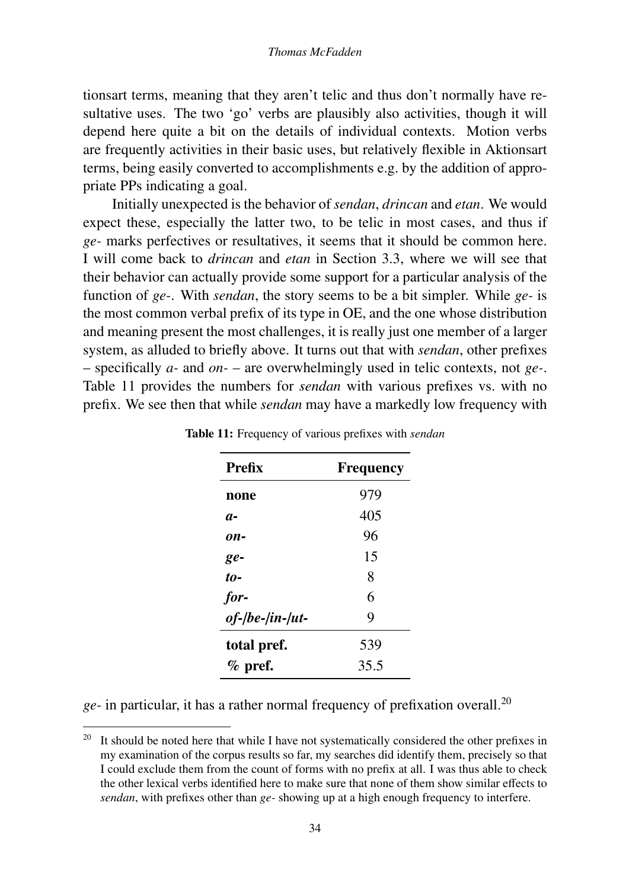tionsart terms, meaning that they aren't telic and thus don't normally have resultative uses. The two 'go' verbs are plausibly also activities, though it will depend here quite a bit on the details of individual contexts. Motion verbs are frequently activities in their basic uses, but relatively flexible in Aktionsart terms, being easily converted to accomplishments e.g. by the addition of appropriate PPs indicating a goal.

Initially unexpected is the behavior of *sendan*, *drincan* and *etan*. We would expect these, especially the latter two, to be telic in most cases, and thus if *ge-* marks perfectives or resultatives, it seems that it should be common here. I will come back to *drincan* and *etan* in Section 3.3, where we will see that their behavior can actually provide some support for a particular analysis of the function of *ge-*. With *sendan*, the story seems to be a bit simpler. While *ge-* is the most common verbal prefix of its type in OE, and the one whose distribution and meaning present the most challenges, it is really just one member of a larger system, as alluded to briefly above. It turns out that with *sendan*, other prefixes – specifically *a-* and *on-* – are overwhelmingly used in telic contexts, not *ge-*. Table 11 provides the numbers for *sendan* with various prefixes vs. with no prefix. We see then that while *sendan* may have a markedly low frequency with *ge-* in particular, it has a rather normal frequency of prefixation overall.[20]

**Table 11:** Frequency of various prefixes with *sendan*

| Prefix | Frequency |
|---|---|
| **none** | 979 |
| ***a-*** | 405 |
| ***on-*** | 96 |
| ***ge-*** | 15 |
| ***to-*** | 8 |
| ***for-*** | 6 |
| ***of-/be-/in-/ut-*** | 9 |
| **total pref.** | 539 |
| **% pref.** | 35.5 |

[20] It should be noted here that while I have not systematically considered the other prefixes in my examination of the corpus results so far, my searches did identify them, precisely so that I could exclude them from the count of forms with no prefix at all. I was thus able to check the other lexical verbs identified here to make sure that none of them show similar effects to *sendan*, with prefixes other than *ge-* showing up at a high enough frequency to interfere.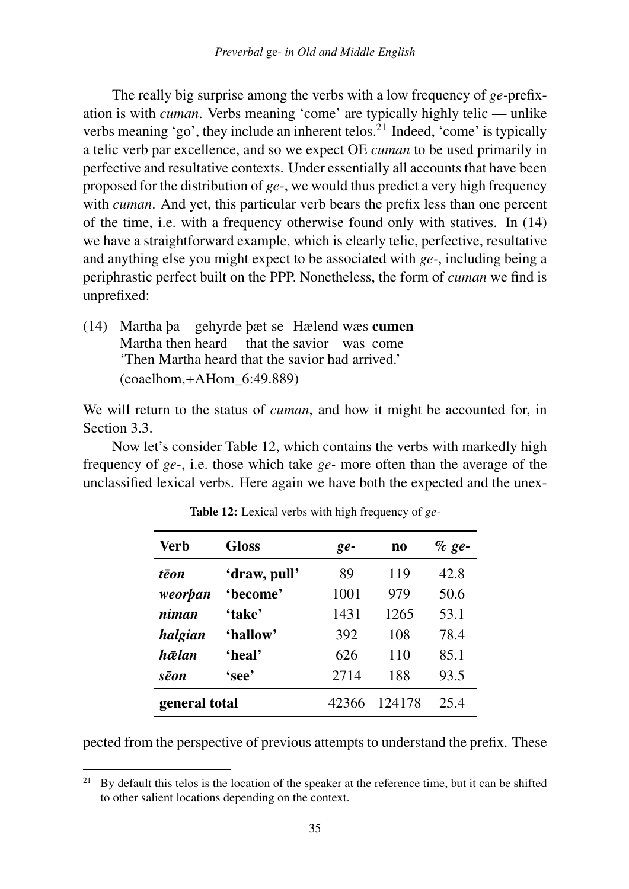The really big surprise among the verbs with a low frequency of *ge*-prefixation is with *cuman*. Verbs meaning 'come' are typically highly telic — unlike verbs meaning 'go', they include an inherent telos.[21] Indeed, 'come' is typically a telic verb par excellence, and so we expect OE *cuman* to be used primarily in perfective and resultative contexts. Under essentially all accounts that have been proposed for the distribution of *ge*-, we would thus predict a very high frequency with *cuman*. And yet, this particular verb bears the prefix less than one percent of the time, i.e. with a frequency otherwise found only with statives. In (14) we have a straightforward example, which is clearly telic, perfective, resultative and anything else you might expect to be associated with *ge*-, including being a periphrastic perfect built on the PPP. Nonetheless, the form of *cuman* we find is unprefixed:

(14) Martha þa gehyrde þæt se Hælend wæs **cumen**
Martha then heard that the savior was come
'Then Martha heard that the savior had arrived.'
(coaelhom,+AHom_6:49.889)

We will return to the status of *cuman*, and how it might be accounted for, in Section 3.3.

Now let's consider Table 12, which contains the verbs with markedly high frequency of *ge*-, i.e. those which take *ge*- more often than the average of the unclassified lexical verbs. Here again we have both the expected and the unexpected from the perspective of previous attempts to understand the prefix. These

**Table 12:** Lexical verbs with high frequency of *ge*-

| Verb | Gloss | *ge-* | no | *% ge-* |
|---|---|---|---|---|
| ***tēon*** | **'draw, pull'** | 89 | 119 | 42.8 |
| ***weorþan*** | **'become'** | 1001 | 979 | 50.6 |
| ***niman*** | **'take'** | 1431 | 1265 | 53.1 |
| ***halgian*** | **'hallow'** | 392 | 108 | 78.4 |
| ***hǣlan*** | **'heal'** | 626 | 110 | 85.1 |
| ***sēon*** | **'see'** | 2714 | 188 | 93.5 |
| **general total** | | 42366 | 124178 | 25.4 |

[21] By default this telos is the location of the speaker at the reference time, but it can be shifted to other salient locations depending on the context.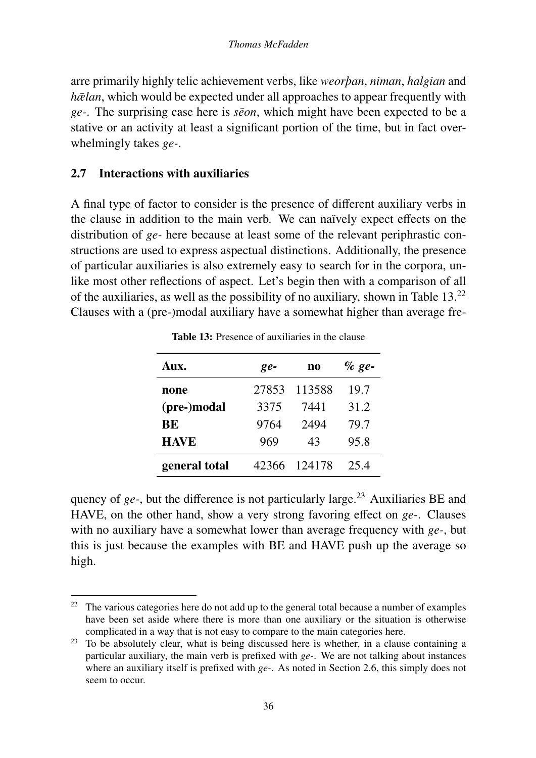arre primarily highly telic achievement verbs, like *weorþan*, *niman*, *halgian* and *hǣlan*, which would be expected under all approaches to appear frequently with *ge-*. The surprising case here is *sēon*, which might have been expected to be a stative or an activity at least a significant portion of the time, but in fact overwhelmingly takes *ge-*.

### 2.7 Interactions with auxiliaries

A final type of factor to consider is the presence of different auxiliary verbs in the clause in addition to the main verb. We can naïvely expect effects on the distribution of *ge-* here because at least some of the relevant periphrastic constructions are used to express aspectual distinctions. Additionally, the presence of particular auxiliaries is also extremely easy to search for in the corpora, unlike most other reflections of aspect. Let's begin then with a comparison of all of the auxiliaries, as well as the possibility of no auxiliary, shown in Table 13.[22] Clauses with a (pre-)modal auxiliary have a somewhat higher than average frequency of *ge-*, but the difference is not particularly large.[23] Auxiliaries BE and HAVE, on the other hand, show a very strong favoring effect on *ge-*. Clauses with no auxiliary have a somewhat lower than average frequency with *ge-*, but this is just because the examples with BE and HAVE push up the average so high.

**Table 13:** Presence of auxiliaries in the clause

| Aux. | *ge-* | no | *% ge-* |
|---|---|---|---|
| **none** | 27853 | 113588 | 19.7 |
| **(pre-)modal** | 3375 | 7441 | 31.2 |
| **BE** | 9764 | 2494 | 79.7 |
| **HAVE** | 969 | 43 | 95.8 |
| **general total** | 42366 | 124178 | 25.4 |

[22] The various categories here do not add up to the general total because a number of examples have been set aside where there is more than one auxiliary or the situation is otherwise complicated in a way that is not easy to compare to the main categories here.

[23] To be absolutely clear, what is being discussed here is whether, in a clause containing a particular auxiliary, the main verb is prefixed with *ge-*. We are not talking about instances where an auxiliary itself is prefixed with *ge-*. As noted in Section 2.6, this simply does not seem to occur.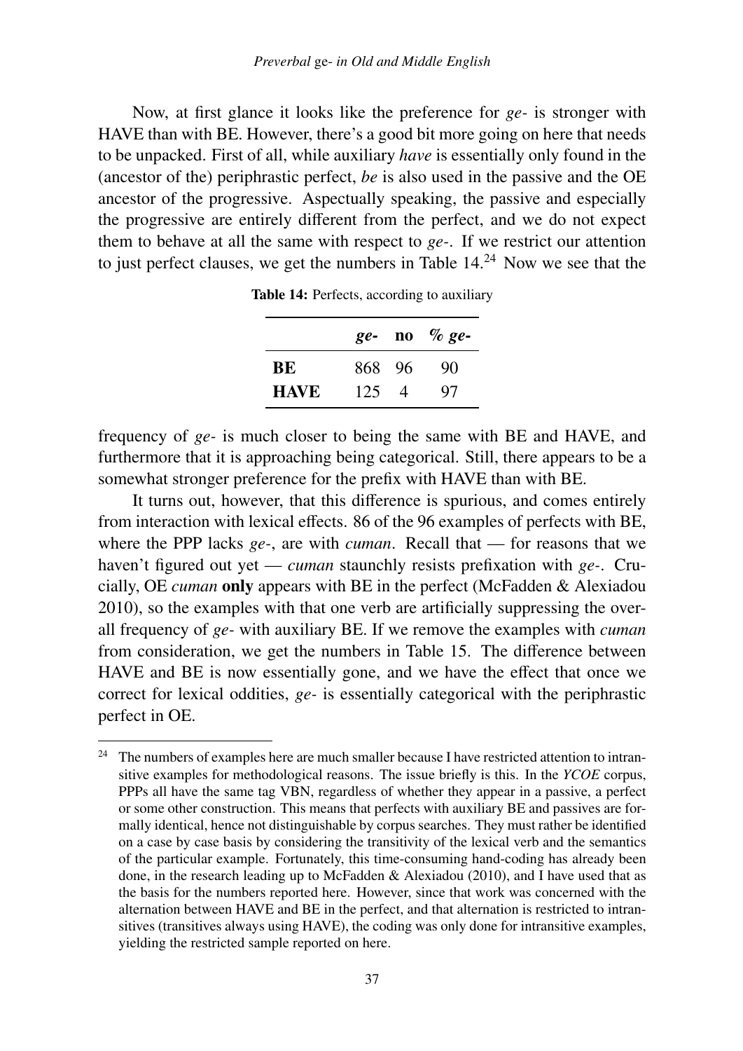Now, at first glance it looks like the preference for *ge-* is stronger with HAVE than with BE. However, there's a good bit more going on here that needs to be unpacked. First of all, while auxiliary *have* is essentially only found in the (ancestor of the) periphrastic perfect, *be* is also used in the passive and the OE ancestor of the progressive. Aspectually speaking, the passive and especially the progressive are entirely different from the perfect, and we do not expect them to behave at all the same with respect to *ge-*. If we restrict our attention to just perfect clauses, we get the numbers in Table 14.[24] Now we see that the

**Table 14:** Perfects, according to auxiliary

| | *ge-* | **no** | *% ge-* |
|---|---|---|---|
| **BE** | 868 | 96 | 90 |
| **HAVE** | 125 | 4 | 97 |

frequency of *ge-* is much closer to being the same with BE and HAVE, and furthermore that it is approaching being categorical. Still, there appears to be a somewhat stronger preference for the prefix with HAVE than with BE.

It turns out, however, that this difference is spurious, and comes entirely from interaction with lexical effects. 86 of the 96 examples of perfects with BE, where the PPP lacks *ge-*, are with *cuman*. Recall that — for reasons that we haven't figured out yet — *cuman* staunchly resists prefixation with *ge-*. Crucially, OE *cuman* **only** appears with BE in the perfect (McFadden & Alexiadou 2010), so the examples with that one verb are artificially suppressing the overall frequency of *ge-* with auxiliary BE. If we remove the examples with *cuman* from consideration, we get the numbers in Table 15. The difference between HAVE and BE is now essentially gone, and we have the effect that once we correct for lexical oddities, *ge-* is essentially categorical with the periphrastic perfect in OE.

[24] The numbers of examples here are much smaller because I have restricted attention to intransitive examples for methodological reasons. The issue briefly is this. In the *YCOE* corpus, PPPs all have the same tag VBN, regardless of whether they appear in a passive, a perfect or some other construction. This means that perfects with auxiliary BE and passives are formally identical, hence not distinguishable by corpus searches. They must rather be identified on a case by case basis by considering the transitivity of the lexical verb and the semantics of the particular example. Fortunately, this time-consuming hand-coding has already been done, in the research leading up to McFadden & Alexiadou (2010), and I have used that as the basis for the numbers reported here. However, since that work was concerned with the alternation between HAVE and BE in the perfect, and that alternation is restricted to intransitives (transitives always using HAVE), the coding was only done for intransitive examples, yielding the restricted sample reported on here.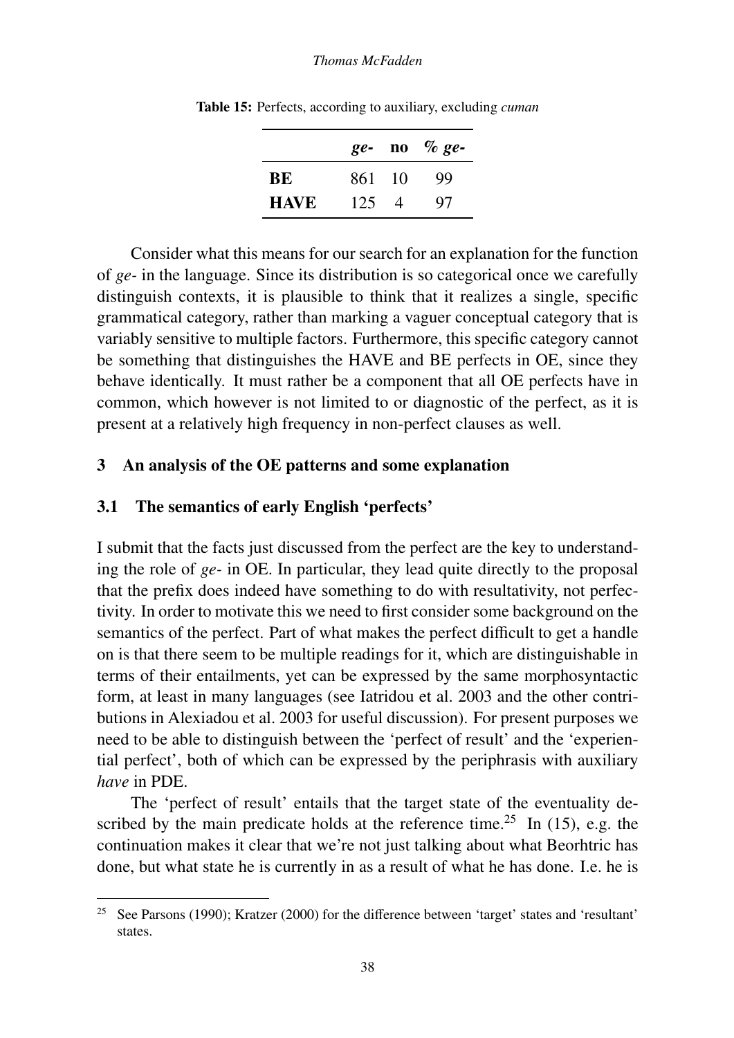**Table 15:** Perfects, according to auxiliary, excluding *cuman*

| | *ge-* | no | % *ge-* |
|---|---|---|---|
| BE | 861 | 10 | 99 |
| HAVE | 125 | 4 | 97 |

Consider what this means for our search for an explanation for the function of *ge-* in the language. Since its distribution is so categorical once we carefully distinguish contexts, it is plausible to think that it realizes a single, specific grammatical category, rather than marking a vaguer conceptual category that is variably sensitive to multiple factors. Furthermore, this specific category cannot be something that distinguishes the HAVE and BE perfects in OE, since they behave identically. It must rather be a component that all OE perfects have in common, which however is not limited to or diagnostic of the perfect, as it is present at a relatively high frequency in non-perfect clauses as well.

## 3 An analysis of the OE patterns and some explanation

### 3.1 The semantics of early English 'perfects'

I submit that the facts just discussed from the perfect are the key to understanding the role of *ge-* in OE. In particular, they lead quite directly to the proposal that the prefix does indeed have something to do with resultativity, not perfectivity. In order to motivate this we need to first consider some background on the semantics of the perfect. Part of what makes the perfect difficult to get a handle on is that there seem to be multiple readings for it, which are distinguishable in terms of their entailments, yet can be expressed by the same morphosyntactic form, at least in many languages (see Iatridou et al. 2003 and the other contributions in Alexiadou et al. 2003 for useful discussion). For present purposes we need to be able to distinguish between the 'perfect of result' and the 'experiential perfect', both of which can be expressed by the periphrasis with auxiliary *have* in PDE.

The 'perfect of result' entails that the target state of the eventuality described by the main predicate holds at the reference time.[25] In (15), e.g. the continuation makes it clear that we're not just talking about what Beorhtric has done, but what state he is currently in as a result of what he has done. I.e. he is

[25] See Parsons (1990); Kratzer (2000) for the difference between 'target' states and 'resultant' states.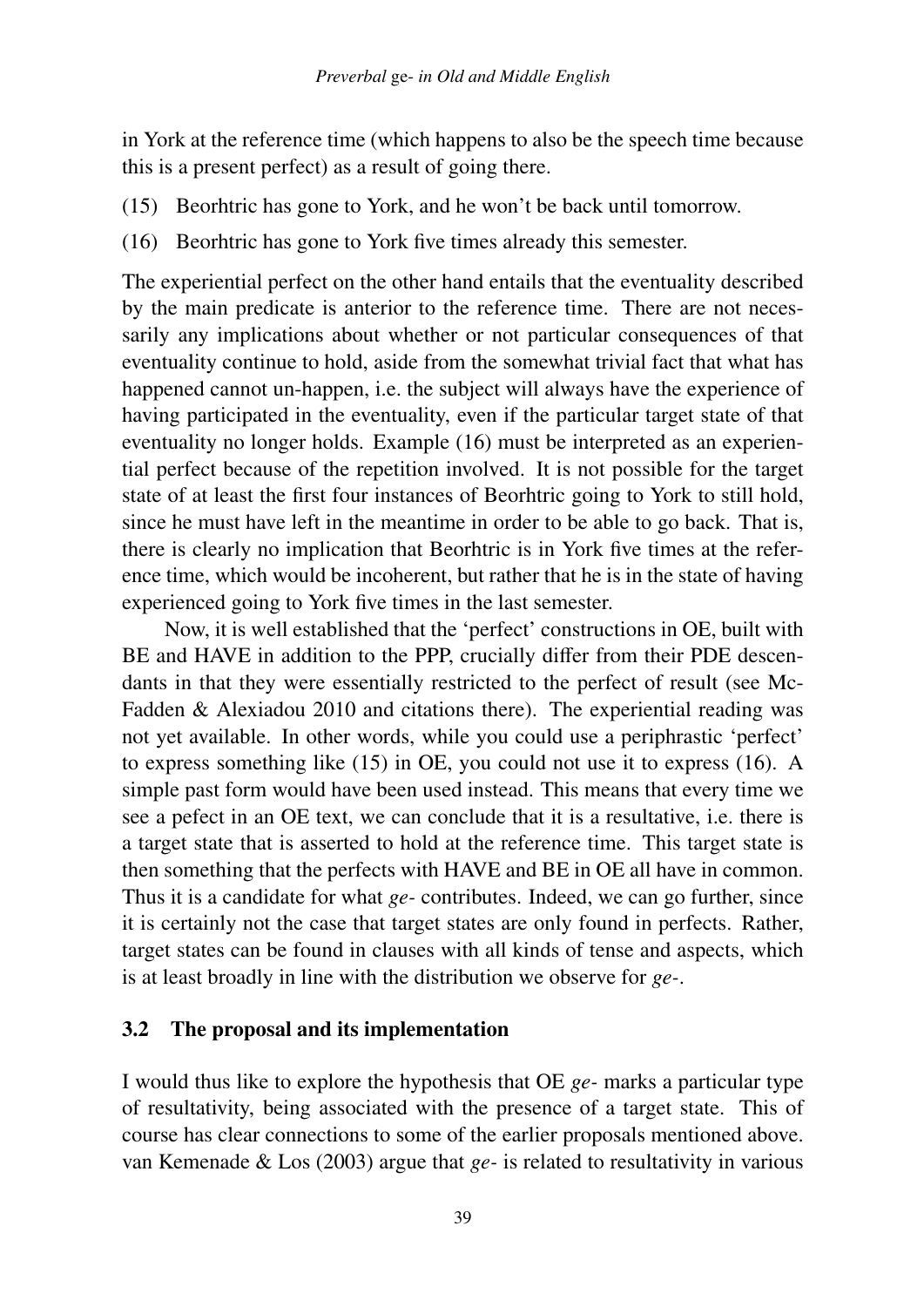in York at the reference time (which happens to also be the speech time because this is a present perfect) as a result of going there.

(15) Beorhtric has gone to York, and he won't be back until tomorrow.

(16) Beorhtric has gone to York five times already this semester.

The experiential perfect on the other hand entails that the eventuality described by the main predicate is anterior to the reference time. There are not necessarily any implications about whether or not particular consequences of that eventuality continue to hold, aside from the somewhat trivial fact that what has happened cannot un-happen, i.e. the subject will always have the experience of having participated in the eventuality, even if the particular target state of that eventuality no longer holds. Example (16) must be interpreted as an experiential perfect because of the repetition involved. It is not possible for the target state of at least the first four instances of Beorhtric going to York to still hold, since he must have left in the meantime in order to be able to go back. That is, there is clearly no implication that Beorhtric is in York five times at the reference time, which would be incoherent, but rather that he is in the state of having experienced going to York five times in the last semester.

Now, it is well established that the 'perfect' constructions in OE, built with BE and HAVE in addition to the PPP, crucially differ from their PDE descendants in that they were essentially restricted to the perfect of result (see McFadden & Alexiadou 2010 and citations there). The experiential reading was not yet available. In other words, while you could use a periphrastic 'perfect' to express something like (15) in OE, you could not use it to express (16). A simple past form would have been used instead. This means that every time we see a pefect in an OE text, we can conclude that it is a resultative, i.e. there is a target state that is asserted to hold at the reference time. This target state is then something that the perfects with HAVE and BE in OE all have in common. Thus it is a candidate for what *ge-* contributes. Indeed, we can go further, since it is certainly not the case that target states are only found in perfects. Rather, target states can be found in clauses with all kinds of tense and aspects, which is at least broadly in line with the distribution we observe for *ge-*.

## 3.2 The proposal and its implementation

I would thus like to explore the hypothesis that OE *ge-* marks a particular type of resultativity, being associated with the presence of a target state. This of course has clear connections to some of the earlier proposals mentioned above. van Kemenade & Los (2003) argue that *ge-* is related to resultativity in various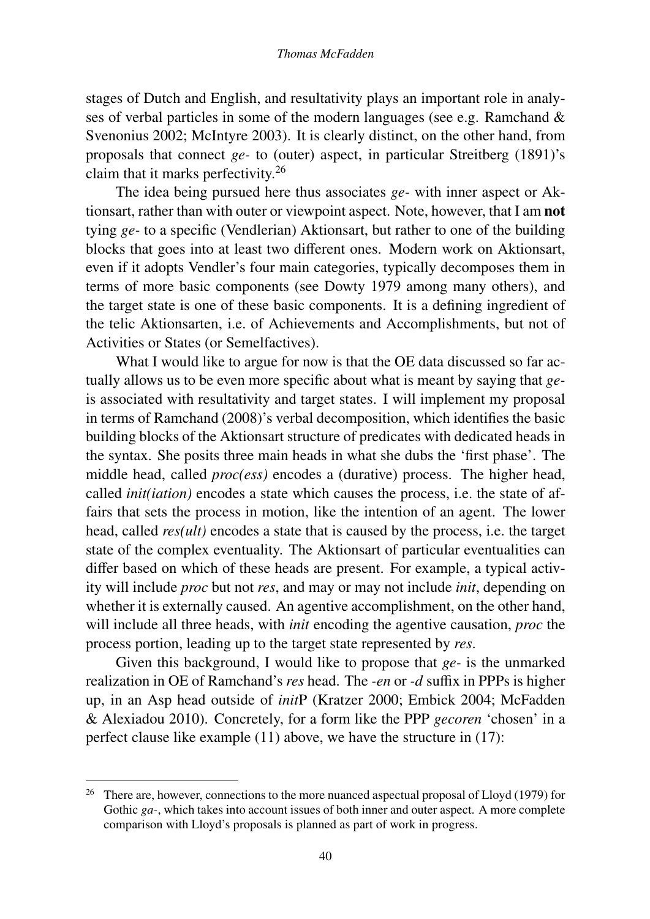stages of Dutch and English, and resultativity plays an important role in analyses of verbal particles in some of the modern languages (see e.g. Ramchand & Svenonius 2002; McIntyre 2003). It is clearly distinct, on the other hand, from proposals that connect *ge-* to (outer) aspect, in particular Streitberg (1891)'s claim that it marks perfectivity.[26]

The idea being pursued here thus associates *ge-* with inner aspect or Aktionsart, rather than with outer or viewpoint aspect. Note, however, that I am **not** tying *ge-* to a specific (Vendlerian) Aktionsart, but rather to one of the building blocks that goes into at least two different ones. Modern work on Aktionsart, even if it adopts Vendler's four main categories, typically decomposes them in terms of more basic components (see Dowty 1979 among many others), and the target state is one of these basic components. It is a defining ingredient of the telic Aktionsarten, i.e. of Achievements and Accomplishments, but not of Activities or States (or Semelfactives).

What I would like to argue for now is that the OE data discussed so far actually allows us to be even more specific about what is meant by saying that *ge-* is associated with resultativity and target states. I will implement my proposal in terms of Ramchand (2008)'s verbal decomposition, which identifies the basic building blocks of the Aktionsart structure of predicates with dedicated heads in the syntax. She posits three main heads in what she dubs the 'first phase'. The middle head, called *proc(ess)* encodes a (durative) process. The higher head, called *init(iation)* encodes a state which causes the process, i.e. the state of affairs that sets the process in motion, like the intention of an agent. The lower head, called *res(ult)* encodes a state that is caused by the process, i.e. the target state of the complex eventuality. The Aktionsart of particular eventualities can differ based on which of these heads are present. For example, a typical activity will include *proc* but not *res*, and may or may not include *init*, depending on whether it is externally caused. An agentive accomplishment, on the other hand, will include all three heads, with *init* encoding the agentive causation, *proc* the process portion, leading up to the target state represented by *res*.

Given this background, I would like to propose that *ge-* is the unmarked realization in OE of Ramchand's *res* head. The *-en* or *-d* suffix in PPPs is higher up, in an Asp head outside of *init*P (Kratzer 2000; Embick 2004; McFadden & Alexiadou 2010). Concretely, for a form like the PPP *gecoren* 'chosen' in a perfect clause like example (11) above, we have the structure in (17):

---

[26] There are, however, connections to the more nuanced aspectual proposal of Lloyd (1979) for Gothic *ga-*, which takes into account issues of both inner and outer aspect. A more complete comparison with Lloyd's proposals is planned as part of work in progress.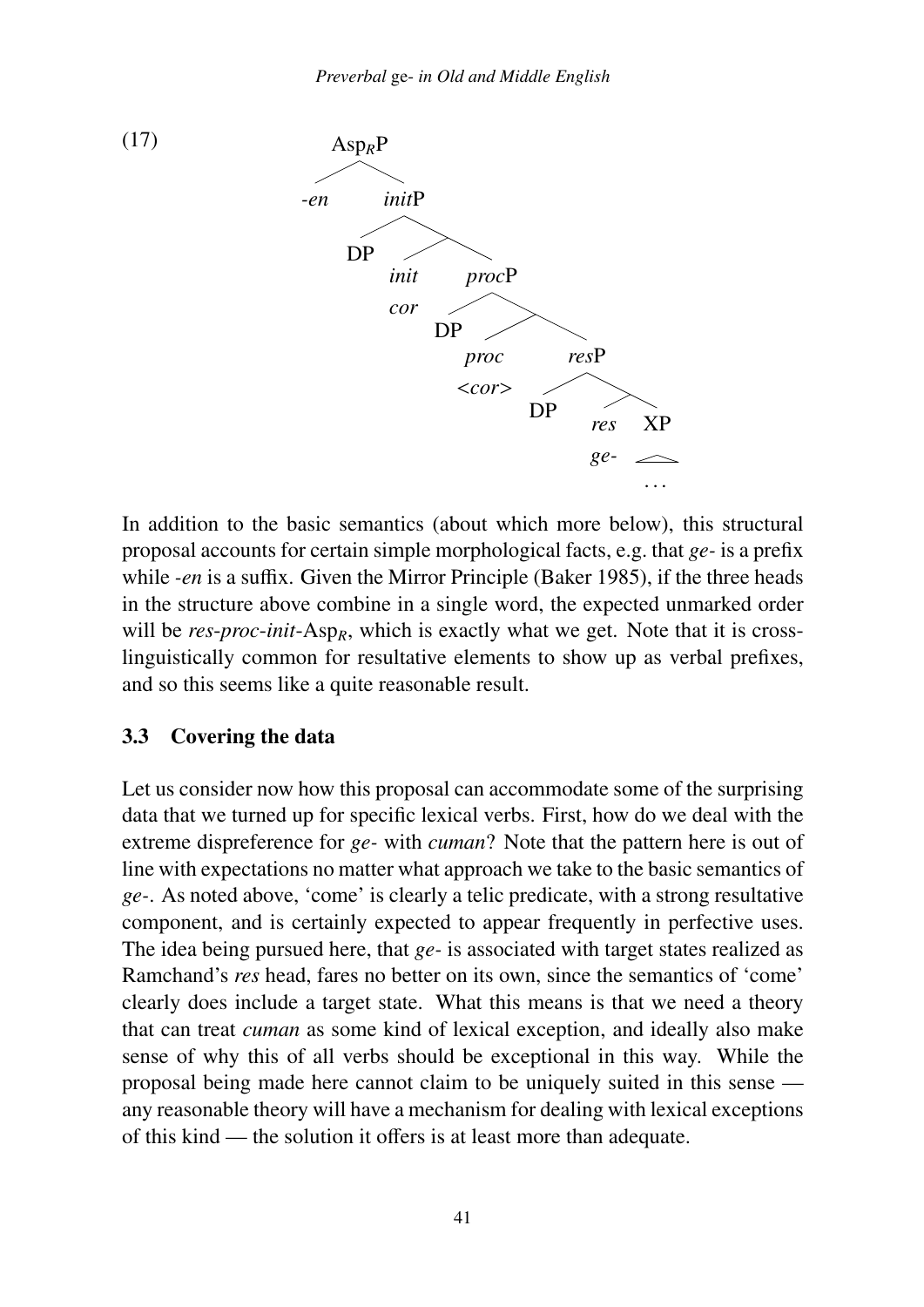(17)

```
Asp_R P
├── -en
└── initP
    ├── DP
    └── 
        ├── init
        │   cor
        └── procP
            ├── DP
            └── 
                ├── proc
                │   <cor>
                └── resP
                    ├── DP
                    └── 
                        ├── res
                        │   ge-
                        └── XP
                            ...
```

In addition to the basic semantics (about which more below), this structural proposal accounts for certain simple morphological facts, e.g. that *ge-* is a prefix while *-en* is a suffix. Given the Mirror Principle (Baker 1985), if the three heads in the structure above combine in a single word, the expected unmarked order will be *res*-*proc*-*init*-Asp$_R$, which is exactly what we get. Note that it is cross-linguistically common for resultative elements to show up as verbal prefixes, and so this seems like a quite reasonable result.

### 3.3 Covering the data

Let us consider now how this proposal can accommodate some of the surprising data that we turned up for specific lexical verbs. First, how do we deal with the extreme dispreference for *ge-* with *cuman*? Note that the pattern here is out of line with expectations no matter what approach we take to the basic semantics of *ge-*. As noted above, 'come' is clearly a telic predicate, with a strong resultative component, and is certainly expected to appear frequently in perfective uses. The idea being pursued here, that *ge-* is associated with target states realized as Ramchand's *res* head, fares no better on its own, since the semantics of 'come' clearly does include a target state. What this means is that we need a theory that can treat *cuman* as some kind of lexical exception, and ideally also make sense of why this of all verbs should be exceptional in this way. While the proposal being made here cannot claim to be uniquely suited in this sense — any reasonable theory will have a mechanism for dealing with lexical exceptions of this kind — the solution it offers is at least more than adequate.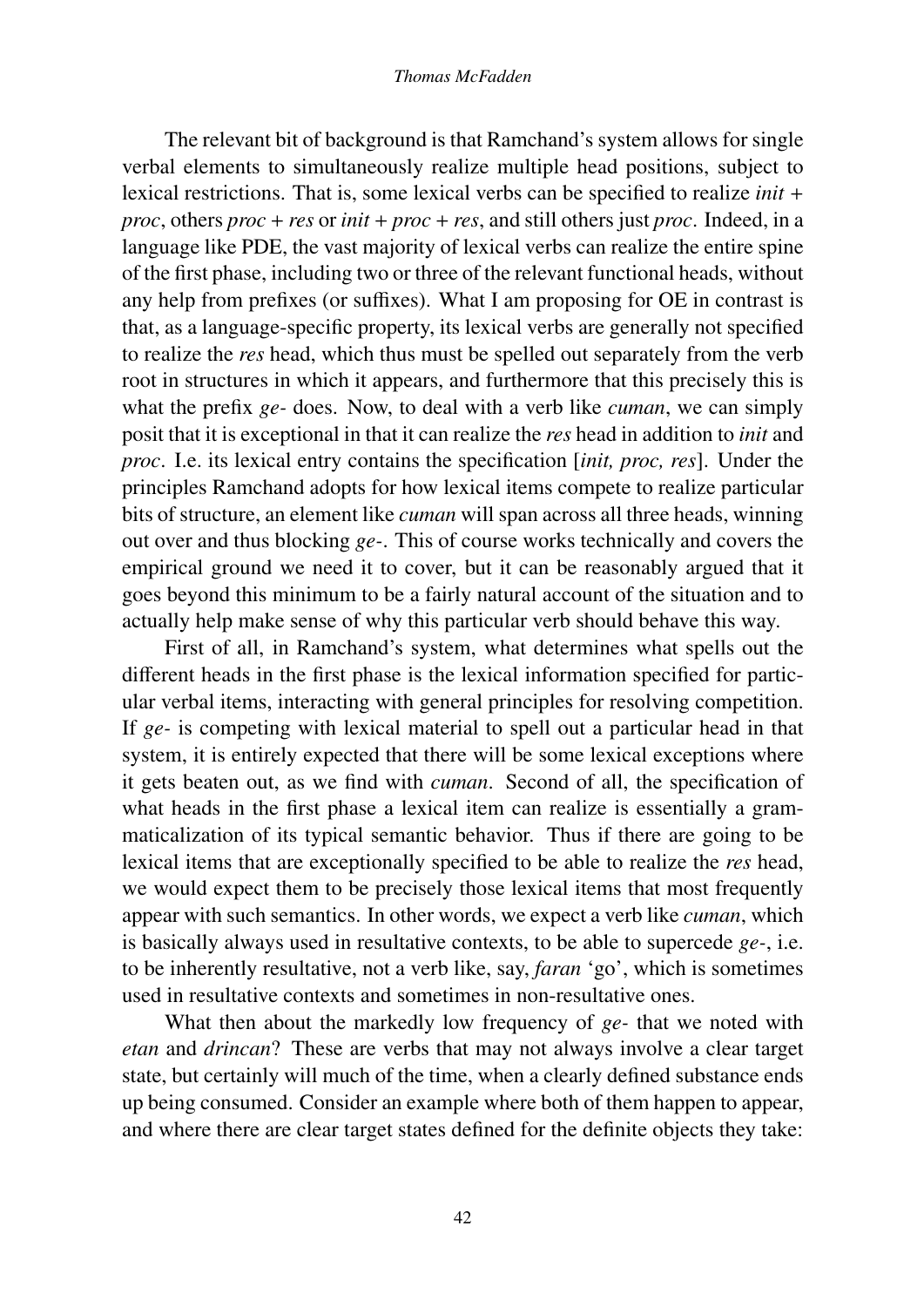The relevant bit of background is that Ramchand's system allows for single verbal elements to simultaneously realize multiple head positions, subject to lexical restrictions. That is, some lexical verbs can be specified to realize *init* + *proc*, others *proc* + *res* or *init* + *proc* + *res*, and still others just *proc*. Indeed, in a language like PDE, the vast majority of lexical verbs can realize the entire spine of the first phase, including two or three of the relevant functional heads, without any help from prefixes (or suffixes). What I am proposing for OE in contrast is that, as a language-specific property, its lexical verbs are generally not specified to realize the *res* head, which thus must be spelled out separately from the verb root in structures in which it appears, and furthermore that this precisely this is what the prefix *ge-* does. Now, to deal with a verb like *cuman*, we can simply posit that it is exceptional in that it can realize the *res* head in addition to *init* and *proc*. I.e. its lexical entry contains the specification [*init, proc, res*]. Under the principles Ramchand adopts for how lexical items compete to realize particular bits of structure, an element like *cuman* will span across all three heads, winning out over and thus blocking *ge-*. This of course works technically and covers the empirical ground we need it to cover, but it can be reasonably argued that it goes beyond this minimum to be a fairly natural account of the situation and to actually help make sense of why this particular verb should behave this way.

First of all, in Ramchand's system, what determines what spells out the different heads in the first phase is the lexical information specified for particular verbal items, interacting with general principles for resolving competition. If *ge-* is competing with lexical material to spell out a particular head in that system, it is entirely expected that there will be some lexical exceptions where it gets beaten out, as we find with *cuman*. Second of all, the specification of what heads in the first phase a lexical item can realize is essentially a grammaticalization of its typical semantic behavior. Thus if there are going to be lexical items that are exceptionally specified to be able to realize the *res* head, we would expect them to be precisely those lexical items that most frequently appear with such semantics. In other words, we expect a verb like *cuman*, which is basically always used in resultative contexts, to be able to supercede *ge-*, i.e. to be inherently resultative, not a verb like, say, *faran* 'go', which is sometimes used in resultative contexts and sometimes in non-resultative ones.

What then about the markedly low frequency of *ge-* that we noted with *etan* and *drincan*? These are verbs that may not always involve a clear target state, but certainly will much of the time, when a clearly defined substance ends up being consumed. Consider an example where both of them happen to appear, and where there are clear target states defined for the definite objects they take: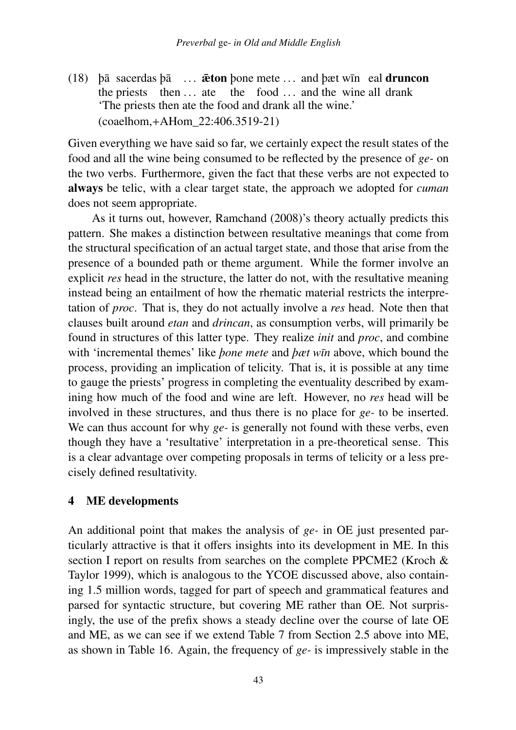(18) þā sacerdas þā … **ǣton** þone mete … and þæt wīn eal **druncon**
the priests then … ate the food … and the wine all drank
'The priests then ate the food and drank all the wine.'
(coaelhom,+AHom_22:406.3519-21)

Given everything we have said so far, we certainly expect the result states of the food and all the wine being consumed to be reflected by the presence of *ge-* on the two verbs. Furthermore, given the fact that these verbs are not expected to **always** be telic, with a clear target state, the approach we adopted for *cuman* does not seem appropriate.

As it turns out, however, Ramchand (2008)'s theory actually predicts this pattern. She makes a distinction between resultative meanings that come from the structural specification of an actual target state, and those that arise from the presence of a bounded path or theme argument. While the former involve an explicit *res* head in the structure, the latter do not, with the resultative meaning instead being an entailment of how the rhematic material restricts the interpretation of *proc*. That is, they do not actually involve a *res* head. Note then that clauses built around *etan* and *drincan*, as consumption verbs, will primarily be found in structures of this latter type. They realize *init* and *proc*, and combine with 'incremental themes' like *þone mete* and *þæt wīn* above, which bound the process, providing an implication of telicity. That is, it is possible at any time to gauge the priests' progress in completing the eventuality described by examining how much of the food and wine are left. However, no *res* head will be involved in these structures, and thus there is no place for *ge-* to be inserted. We can thus account for why *ge-* is generally not found with these verbs, even though they have a 'resultative' interpretation in a pre-theoretical sense. This is a clear advantage over competing proposals in terms of telicity or a less precisely defined resultativity.

## 4 ME developments

An additional point that makes the analysis of *ge-* in OE just presented particularly attractive is that it offers insights into its development in ME. In this section I report on results from searches on the complete PPCME2 (Kroch & Taylor 1999), which is analogous to the YCOE discussed above, also containing 1.5 million words, tagged for part of speech and grammatical features and parsed for syntactic structure, but covering ME rather than OE. Not surprisingly, the use of the prefix shows a steady decline over the course of late OE and ME, as we can see if we extend Table 7 from Section 2.5 above into ME, as shown in Table 16. Again, the frequency of *ge-* is impressively stable in the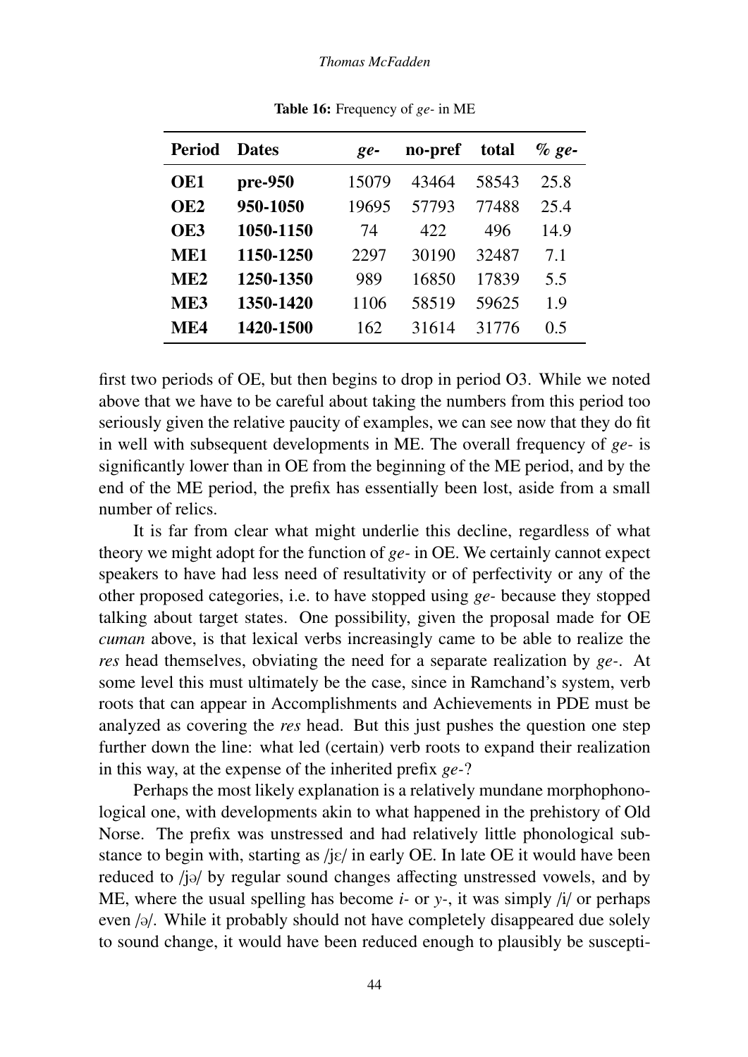**Table 16:** Frequency of *ge-* in ME

| Period | Dates | *ge-* | no-pref | total | *% ge-* |
|---|---|---|---|---|---|
| **OE1** | **pre-950** | 15079 | 43464 | 58543 | 25.8 |
| **OE2** | **950-1050** | 19695 | 57793 | 77488 | 25.4 |
| **OE3** | **1050-1150** | 74 | 422 | 496 | 14.9 |
| **ME1** | **1150-1250** | 2297 | 30190 | 32487 | 7.1 |
| **ME2** | **1250-1350** | 989 | 16850 | 17839 | 5.5 |
| **ME3** | **1350-1420** | 1106 | 58519 | 59625 | 1.9 |
| **ME4** | **1420-1500** | 162 | 31614 | 31776 | 0.5 |

first two periods of OE, but then begins to drop in period O3. While we noted above that we have to be careful about taking the numbers from this period too seriously given the relative paucity of examples, we can see now that they do fit in well with subsequent developments in ME. The overall frequency of *ge-* is significantly lower than in OE from the beginning of the ME period, and by the end of the ME period, the prefix has essentially been lost, aside from a small number of relics.

It is far from clear what might underlie this decline, regardless of what theory we might adopt for the function of *ge-* in OE. We certainly cannot expect speakers to have had less need of resultativity or of perfectivity or any of the other proposed categories, i.e. to have stopped using *ge-* because they stopped talking about target states. One possibility, given the proposal made for OE *cuman* above, is that lexical verbs increasingly came to be able to realize the *res* head themselves, obviating the need for a separate realization by *ge-*. At some level this must ultimately be the case, since in Ramchand's system, verb roots that can appear in Accomplishments and Achievements in PDE must be analyzed as covering the *res* head. But this just pushes the question one step further down the line: what led (certain) verb roots to expand their realization in this way, at the expense of the inherited prefix *ge-*?

Perhaps the most likely explanation is a relatively mundane morphophonological one, with developments akin to what happened in the prehistory of Old Norse. The prefix was unstressed and had relatively little phonological substance to begin with, starting as /jɛ/ in early OE. In late OE it would have been reduced to /jə/ by regular sound changes affecting unstressed vowels, and by ME, where the usual spelling has become *i-* or *y-*, it was simply /i/ or perhaps even /ə/. While it probably should not have completely disappeared due solely to sound change, it would have been reduced enough to plausibly be suscepti-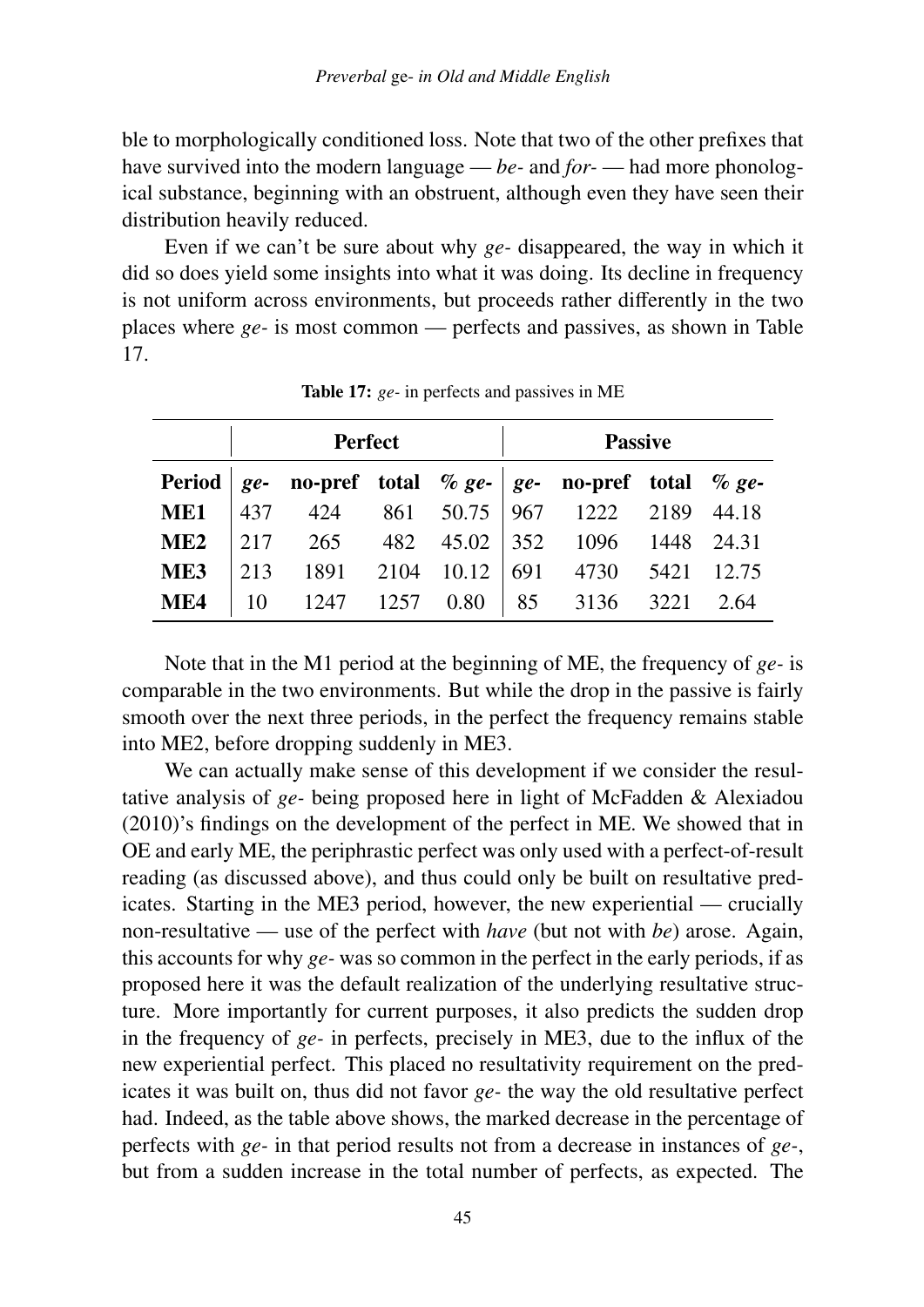ble to morphologically conditioned loss. Note that two of the other prefixes that have survived into the modern language — *be-* and *for-* — had more phonological substance, beginning with an obstruent, although even they have seen their distribution heavily reduced.

Even if we can't be sure about why *ge-* disappeared, the way in which it did so does yield some insights into what it was doing. Its decline in frequency is not uniform across environments, but proceeds rather differently in the two places where *ge-* is most common — perfects and passives, as shown in Table 17.

**Table 17:** *ge-* in perfects and passives in ME

| | **Perfect** | | | | **Passive** | | | |
|---|---|---|---|---|---|---|---|---|
| **Period** | ***ge-*** | **no-pref** | **total** | **% *ge-*** | ***ge-*** | **no-pref** | **total** | **% *ge-*** |
| **ME1** | 437 | 424 | 861 | 50.75 | 967 | 1222 | 2189 | 44.18 |
| **ME2** | 217 | 265 | 482 | 45.02 | 352 | 1096 | 1448 | 24.31 |
| **ME3** | 213 | 1891 | 2104 | 10.12 | 691 | 4730 | 5421 | 12.75 |
| **ME4** | 10 | 1247 | 1257 | 0.80 | 85 | 3136 | 3221 | 2.64 |

Note that in the M1 period at the beginning of ME, the frequency of *ge-* is comparable in the two environments. But while the drop in the passive is fairly smooth over the next three periods, in the perfect the frequency remains stable into ME2, before dropping suddenly in ME3.

We can actually make sense of this development if we consider the resultative analysis of *ge-* being proposed here in light of McFadden & Alexiadou (2010)'s findings on the development of the perfect in ME. We showed that in OE and early ME, the periphrastic perfect was only used with a perfect-of-result reading (as discussed above), and thus could only be built on resultative predicates. Starting in the ME3 period, however, the new experiential — crucially non-resultative — use of the perfect with *have* (but not with *be*) arose. Again, this accounts for why *ge-* was so common in the perfect in the early periods, if as proposed here it was the default realization of the underlying resultative structure. More importantly for current purposes, it also predicts the sudden drop in the frequency of *ge-* in perfects, precisely in ME3, due to the influx of the new experiential perfect. This placed no resultativity requirement on the predicates it was built on, thus did not favor *ge-* the way the old resultative perfect had. Indeed, as the table above shows, the marked decrease in the percentage of perfects with *ge-* in that period results not from a decrease in instances of *ge-*, but from a sudden increase in the total number of perfects, as expected. The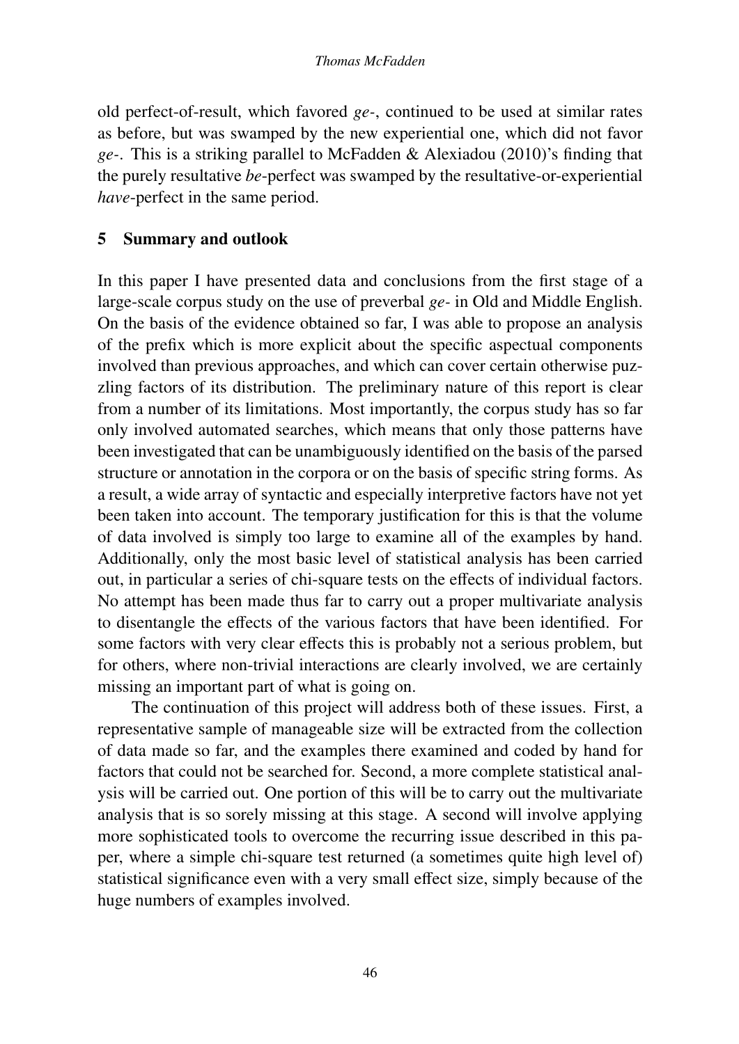old perfect-of-result, which favored *ge-*, continued to be used at similar rates as before, but was swamped by the new experiential one, which did not favor *ge-*. This is a striking parallel to McFadden & Alexiadou (2010)'s finding that the purely resultative *be*-perfect was swamped by the resultative-or-experiential *have*-perfect in the same period.

## 5 Summary and outlook

In this paper I have presented data and conclusions from the first stage of a large-scale corpus study on the use of preverbal *ge-* in Old and Middle English. On the basis of the evidence obtained so far, I was able to propose an analysis of the prefix which is more explicit about the specific aspectual components involved than previous approaches, and which can cover certain otherwise puzzling factors of its distribution. The preliminary nature of this report is clear from a number of its limitations. Most importantly, the corpus study has so far only involved automated searches, which means that only those patterns have been investigated that can be unambiguously identified on the basis of the parsed structure or annotation in the corpora or on the basis of specific string forms. As a result, a wide array of syntactic and especially interpretive factors have not yet been taken into account. The temporary justification for this is that the volume of data involved is simply too large to examine all of the examples by hand. Additionally, only the most basic level of statistical analysis has been carried out, in particular a series of chi-square tests on the effects of individual factors. No attempt has been made thus far to carry out a proper multivariate analysis to disentangle the effects of the various factors that have been identified. For some factors with very clear effects this is probably not a serious problem, but for others, where non-trivial interactions are clearly involved, we are certainly missing an important part of what is going on.

The continuation of this project will address both of these issues. First, a representative sample of manageable size will be extracted from the collection of data made so far, and the examples there examined and coded by hand for factors that could not be searched for. Second, a more complete statistical analysis will be carried out. One portion of this will be to carry out the multivariate analysis that is so sorely missing at this stage. A second will involve applying more sophisticated tools to overcome the recurring issue described in this paper, where a simple chi-square test returned (a sometimes quite high level of) statistical significance even with a very small effect size, simply because of the huge numbers of examples involved.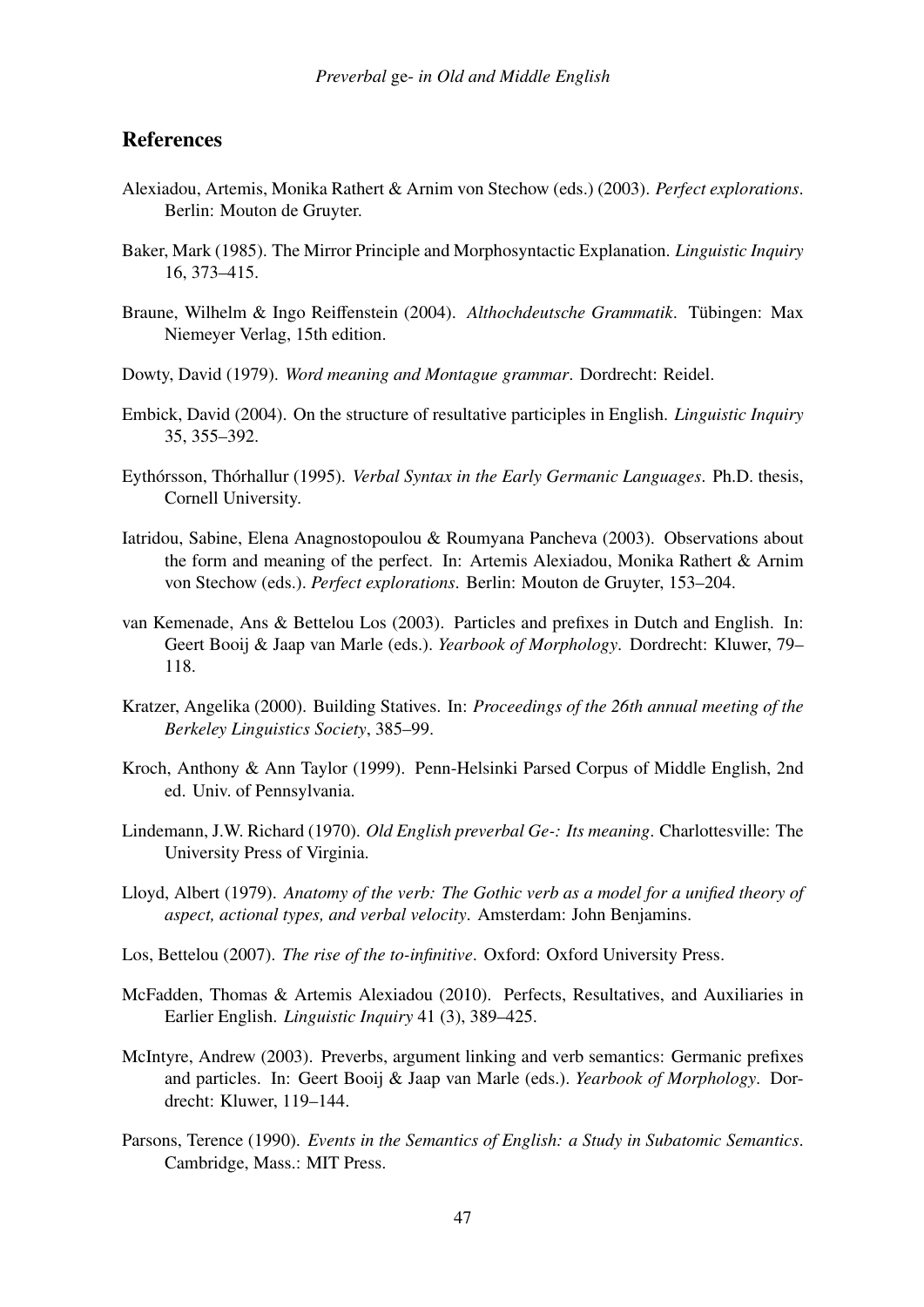## References

Alexiadou, Artemis, Monika Rathert & Arnim von Stechow (eds.) (2003). *Perfect explorations*. Berlin: Mouton de Gruyter.

Baker, Mark (1985). The Mirror Principle and Morphosyntactic Explanation. *Linguistic Inquiry* 16, 373–415.

Braune, Wilhelm & Ingo Reiffenstein (2004). *Althochdeutsche Grammatik*. Tübingen: Max Niemeyer Verlag, 15th edition.

Dowty, David (1979). *Word meaning and Montague grammar*. Dordrecht: Reidel.

Embick, David (2004). On the structure of resultative participles in English. *Linguistic Inquiry* 35, 355–392.

Eythórsson, Thórhallur (1995). *Verbal Syntax in the Early Germanic Languages*. Ph.D. thesis, Cornell University.

Iatridou, Sabine, Elena Anagnostopoulou & Roumyana Pancheva (2003). Observations about the form and meaning of the perfect. In: Artemis Alexiadou, Monika Rathert & Arnim von Stechow (eds.). *Perfect explorations*. Berlin: Mouton de Gruyter, 153–204.

van Kemenade, Ans & Bettelou Los (2003). Particles and prefixes in Dutch and English. In: Geert Booij & Jaap van Marle (eds.). *Yearbook of Morphology*. Dordrecht: Kluwer, 79–118.

Kratzer, Angelika (2000). Building Statives. In: *Proceedings of the 26th annual meeting of the Berkeley Linguistics Society*, 385–99.

Kroch, Anthony & Ann Taylor (1999). Penn-Helsinki Parsed Corpus of Middle English, 2nd ed. Univ. of Pennsylvania.

Lindemann, J.W. Richard (1970). *Old English preverbal Ge-: Its meaning*. Charlottesville: The University Press of Virginia.

Lloyd, Albert (1979). *Anatomy of the verb: The Gothic verb as a model for a unified theory of aspect, actional types, and verbal velocity*. Amsterdam: John Benjamins.

Los, Bettelou (2007). *The rise of the to-infinitive*. Oxford: Oxford University Press.

McFadden, Thomas & Artemis Alexiadou (2010). Perfects, Resultatives, and Auxiliaries in Earlier English. *Linguistic Inquiry* 41 (3), 389–425.

McIntyre, Andrew (2003). Preverbs, argument linking and verb semantics: Germanic prefixes and particles. In: Geert Booij & Jaap van Marle (eds.). *Yearbook of Morphology*. Dordrecht: Kluwer, 119–144.

Parsons, Terence (1990). *Events in the Semantics of English: a Study in Subatomic Semantics*. Cambridge, Mass.: MIT Press.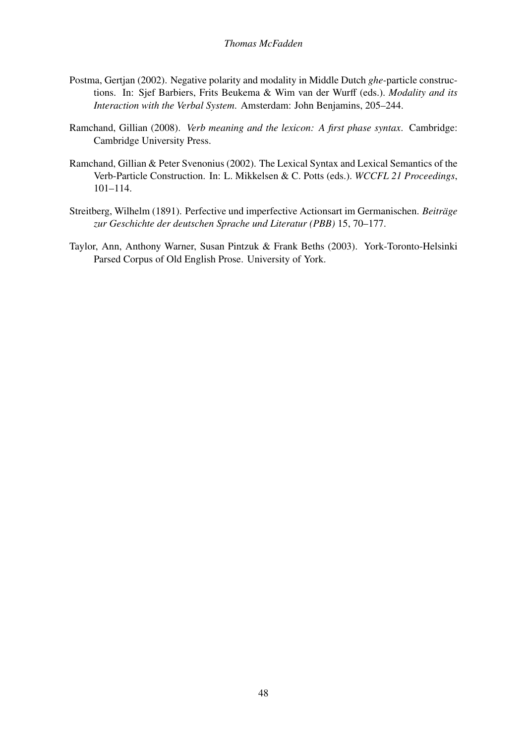Postma, Gertjan (2002). Negative polarity and modality in Middle Dutch *ghe*-particle constructions. In: Sjef Barbiers, Frits Beukema & Wim van der Wurff (eds.). *Modality and its Interaction with the Verbal System*. Amsterdam: John Benjamins, 205–244.

Ramchand, Gillian (2008). *Verb meaning and the lexicon: A first phase syntax*. Cambridge: Cambridge University Press.

Ramchand, Gillian & Peter Svenonius (2002). The Lexical Syntax and Lexical Semantics of the Verb-Particle Construction. In: L. Mikkelsen & C. Potts (eds.). *WCCFL 21 Proceedings*, 101–114.

Streitberg, Wilhelm (1891). Perfective und imperfective Actionsart im Germanischen. *Beiträge zur Geschichte der deutschen Sprache und Literatur (PBB)* 15, 70–177.

Taylor, Ann, Anthony Warner, Susan Pintzuk & Frank Beths (2003). York-Toronto-Helsinki Parsed Corpus of Old English Prose. University of York.